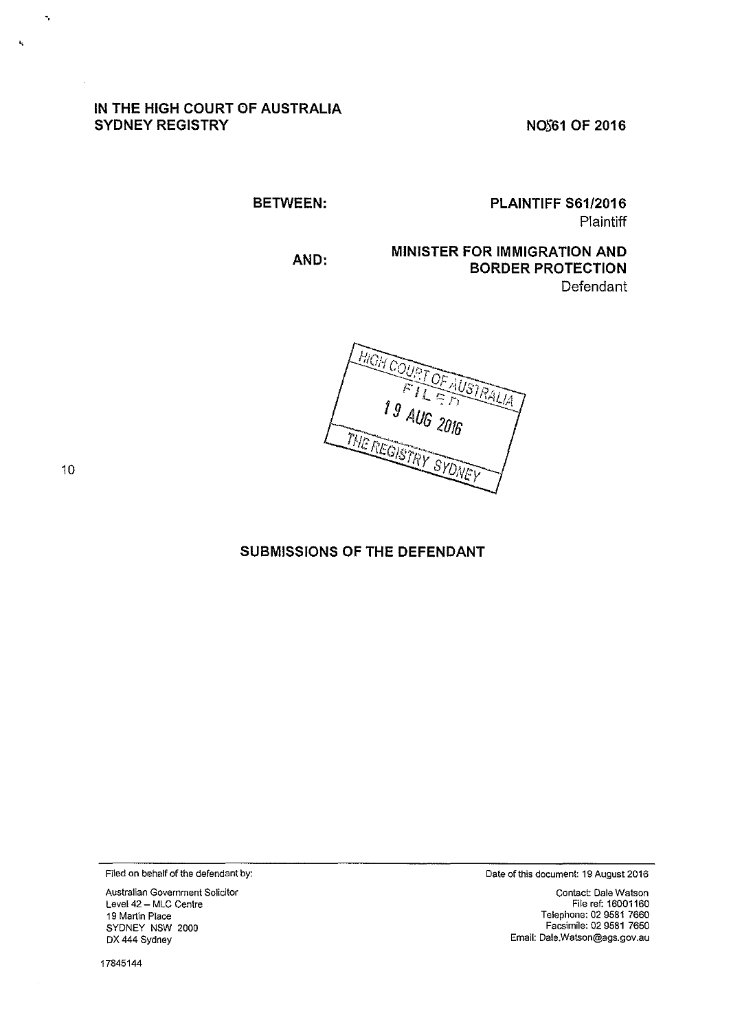**IN THE HIGH COURT OF AUSTRALIA**
**SYDNEY REGISTRY**

**NO S61 OF 2016**

**BETWEEN:**

**PLAINTIFF S61/2016**
Plaintiff

**AND:**

**MINISTER FOR IMMIGRATION AND BORDER PROTECTION**
Defendant

HIGH COURT OF AUSTRALIA
FILED
19 AUG 2016
THE REGISTRY SYDNEY

## SUBMISSIONS OF THE DEFENDANT

Filed on behalf of the defendant by:

Australian Government Solicitor
Level 42 – MLC Centre
19 Martin Place
SYDNEY NSW 2000
DX 444 Sydney

Date of this document: 19 August 2016

Contact: Dale Watson
File ref: 16001160
Telephone: 02 9581 7660
Facsimile: 02 9581 7650
Email: Dale.Watson@ags.gov.au

17845144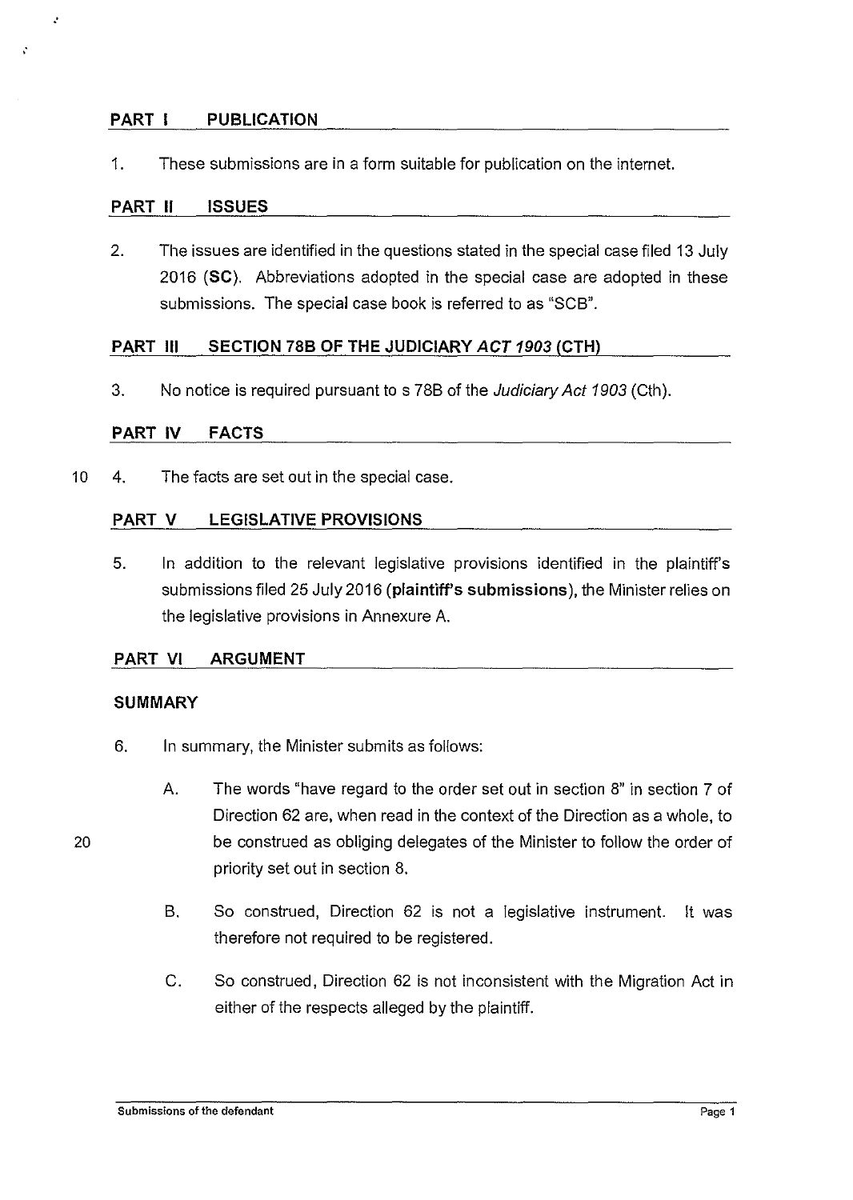## PART I PUBLICATION

1. These submissions are in a form suitable for publication on the internet.

## PART II ISSUES

2. The issues are identified in the questions stated in the special case filed 13 July 2016 (**SC**). Abbreviations adopted in the special case are adopted in these submissions. The special case book is referred to as "SCB".

## PART III SECTION 78B OF THE JUDICIARY *ACT 1903* (CTH)

3. No notice is required pursuant to s 78B of the *Judiciary Act 1903* (Cth).

## PART IV FACTS

4. The facts are set out in the special case.

## PART V LEGISLATIVE PROVISIONS

5. In addition to the relevant legislative provisions identified in the plaintiff's submissions filed 25 July 2016 (**plaintiff's submissions**), the Minister relies on the legislative provisions in Annexure A.

## PART VI ARGUMENT

### SUMMARY

6. In summary, the Minister submits as follows:

   A. The words "have regard to the order set out in section 8" in section 7 of Direction 62 are, when read in the context of the Direction as a whole, to be construed as obliging delegates of the Minister to follow the order of priority set out in section 8.

   B. So construed, Direction 62 is not a legislative instrument. It was therefore not required to be registered.

   C. So construed, Direction 62 is not inconsistent with the Migration Act in either of the respects alleged by the plaintiff.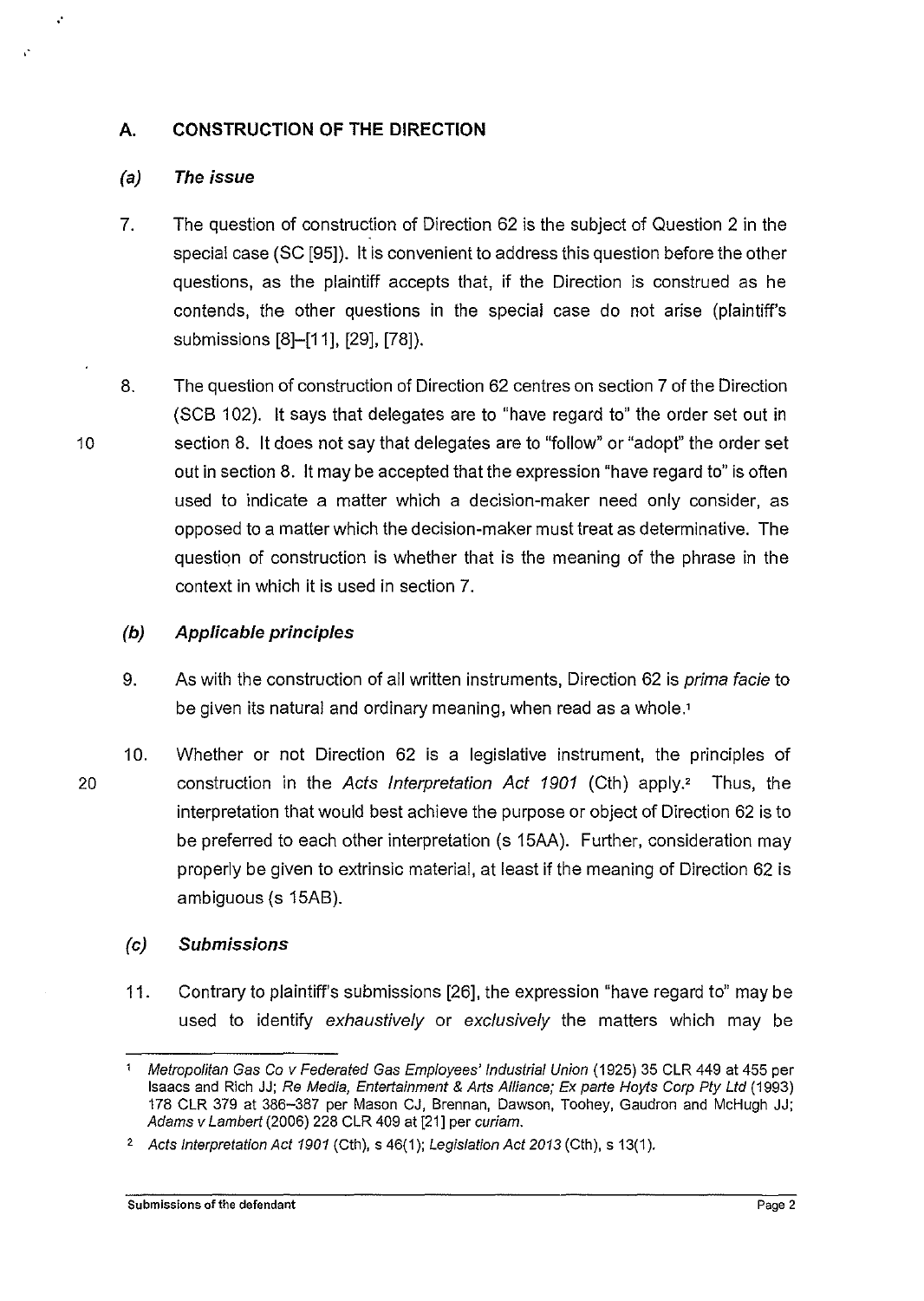## A. CONSTRUCTION OF THE DIRECTION

### (a) *The issue*

7. The question of construction of Direction 62 is the subject of Question 2 in the special case (SC [95]). It is convenient to address this question before the other questions, as the plaintiff accepts that, if the Direction is construed as he contends, the other questions in the special case do not arise (plaintiff's submissions [8]–[11], [29], [78]).

8. The question of construction of Direction 62 centres on section 7 of the Direction (SCB 102). It says that delegates are to "have regard to" the order set out in section 8. It does not say that delegates are to "follow" or "adopt" the order set out in section 8. It may be accepted that the expression "have regard to" is often used to indicate a matter which a decision-maker need only consider, as opposed to a matter which the decision-maker must treat as determinative. The question of construction is whether that is the meaning of the phrase in the context in which it is used in section 7.

### (b) *Applicable principles*

9. As with the construction of all written instruments, Direction 62 is *prima facie* to be given its natural and ordinary meaning, when read as a whole.[1]

10. Whether or not Direction 62 is a legislative instrument, the principles of construction in the *Acts Interpretation Act 1901* (Cth) apply.[2] Thus, the interpretation that would best achieve the purpose or object of Direction 62 is to be preferred to each other interpretation (s 15AA). Further, consideration may properly be given to extrinsic material, at least if the meaning of Direction 62 is ambiguous (s 15AB).

### (c) *Submissions*

11. Contrary to plaintiff's submissions [26], the expression "have regard to" may be used to identify *exhaustively* or *exclusively* the matters which may be

---

[1] *Metropolitan Gas Co v Federated Gas Employees' Industrial Union* (1925) 35 CLR 449 at 455 per Isaacs and Rich JJ; *Re Media, Entertainment & Arts Alliance; Ex parte Hoyts Corp Pty Ltd* (1993) 178 CLR 379 at 386–387 per Mason CJ, Brennan, Dawson, Toohey, Gaudron and McHugh JJ; *Adams v Lambert* (2006) 228 CLR 409 at [21] per *curiam*.

[2] *Acts Interpretation Act 1901* (Cth), s 46(1); *Legislation Act 2013* (Cth), s 13(1).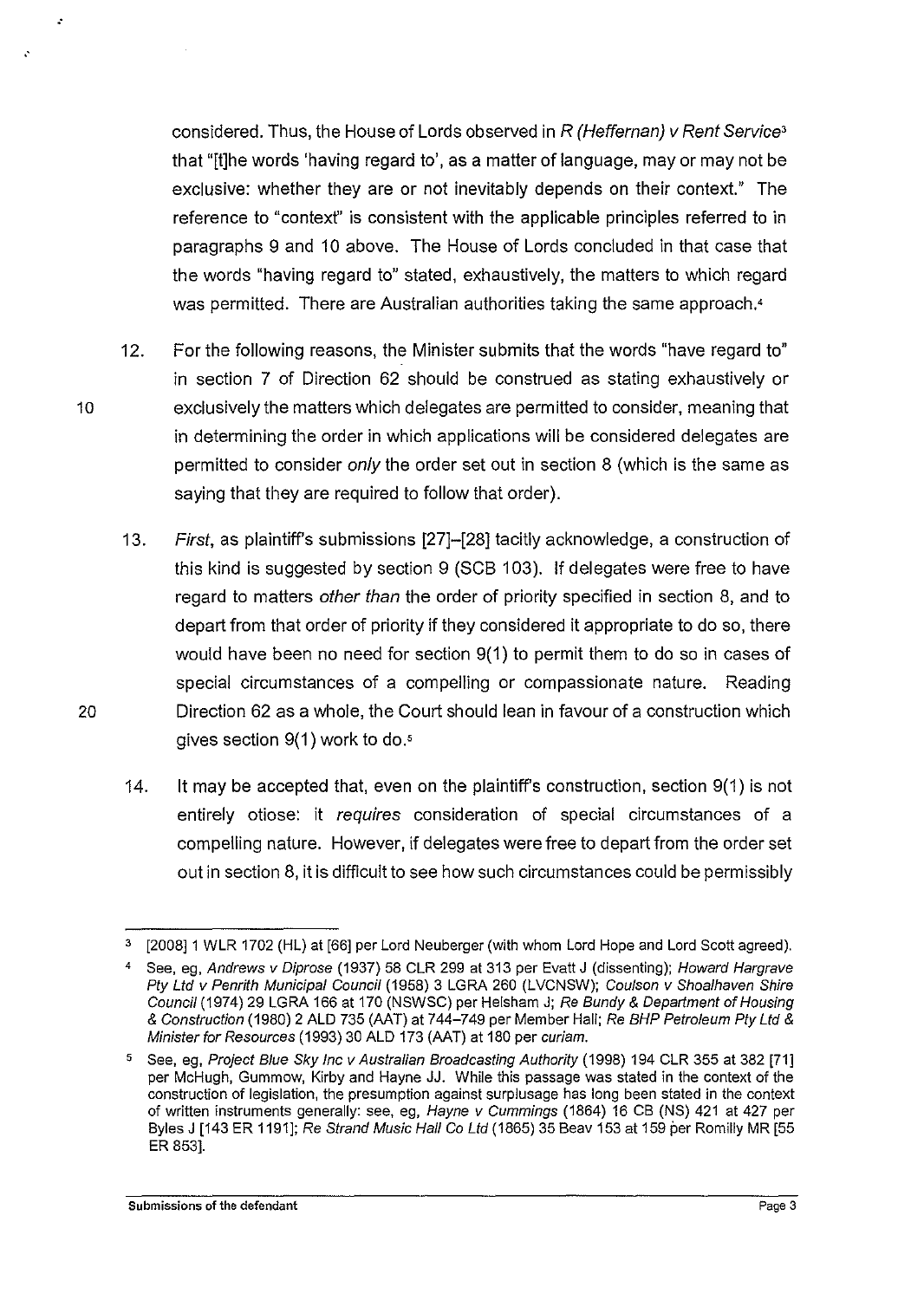considered. Thus, the House of Lords observed in *R (Heffernan) v Rent Service*[3] that "[t]he words 'having regard to', as a matter of language, may or may not be exclusive: whether they are or not inevitably depends on their context." The reference to "context" is consistent with the applicable principles referred to in paragraphs 9 and 10 above. The House of Lords concluded in that case that the words "having regard to" stated, exhaustively, the matters to which regard was permitted. There are Australian authorities taking the same approach.[4]

12. For the following reasons, the Minister submits that the words "have regard to" in section 7 of Direction 62 should be construed as stating exhaustively or exclusively the matters which delegates are permitted to consider, meaning that in determining the order in which applications will be considered delegates are permitted to consider *only* the order set out in section 8 (which is the same as saying that they are required to follow that order).

13. *First*, as plaintiff's submissions [27]–[28] tacitly acknowledge, a construction of this kind is suggested by section 9 (SCB 103). If delegates were free to have regard to matters *other than* the order of priority specified in section 8, and to depart from that order of priority if they considered it appropriate to do so, there would have been no need for section 9(1) to permit them to do so in cases of special circumstances of a compelling or compassionate nature. Reading Direction 62 as a whole, the Court should lean in favour of a construction which gives section 9(1) work to do.[5]

14. It may be accepted that, even on the plaintiff's construction, section 9(1) is not entirely otiose: it *requires* consideration of special circumstances of a compelling nature. However, if delegates were free to depart from the order set out in section 8, it is difficult to see how such circumstances could be permissibly

---

[3] [2008] 1 WLR 1702 (HL) at [66] per Lord Neuberger (with whom Lord Hope and Lord Scott agreed).

[4] See, eg, *Andrews v Diprose* (1937) 58 CLR 299 at 313 per Evatt J (dissenting); *Howard Hargrave Pty Ltd v Penrith Municipal Council* (1958) 3 LGRA 260 (LVCNSW); *Coulson v Shoalhaven Shire Council* (1974) 29 LGRA 166 at 170 (NSWSC) per Helsham J; *Re Bundy & Department of Housing & Construction* (1980) 2 ALD 735 (AAT) at 744–749 per Member Hall; *Re BHP Petroleum Pty Ltd & Minister for Resources* (1993) 30 ALD 173 (AAT) at 180 per *curiam*.

[5] See, eg, *Project Blue Sky Inc v Australian Broadcasting Authority* (1998) 194 CLR 355 at 382 [71] per McHugh, Gummow, Kirby and Hayne JJ. While this passage was stated in the context of the construction of legislation, the presumption against surplusage has long been stated in the context of written instruments generally: see, eg, *Hayne v Cummings* (1864) 16 CB (NS) 421 at 427 per Byles J [143 ER 1191]; *Re Strand Music Hall Co Ltd* (1865) 35 Beav 153 at 159 per Romilly MR [55 ER 853].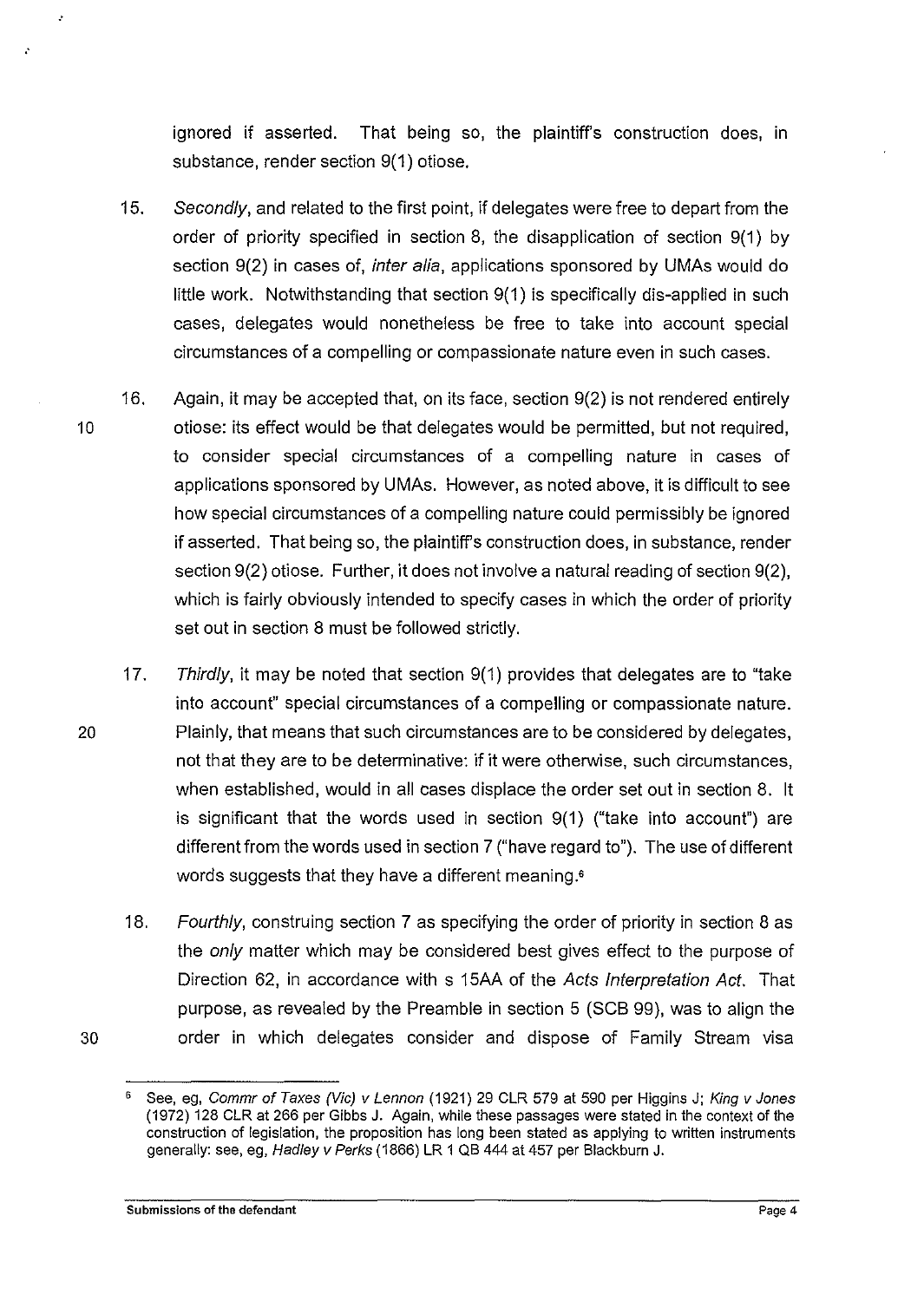ignored if asserted. That being so, the plaintiff's construction does, in substance, render section 9(1) otiose.

15. *Secondly*, and related to the first point, if delegates were free to depart from the order of priority specified in section 8, the disapplication of section 9(1) by section 9(2) in cases of, *inter alia*, applications sponsored by UMAs would do little work. Notwithstanding that section 9(1) is specifically dis-applied in such cases, delegates would nonetheless be free to take into account special circumstances of a compelling or compassionate nature even in such cases.

16. Again, it may be accepted that, on its face, section 9(2) is not rendered entirely otiose: its effect would be that delegates would be permitted, but not required, to consider special circumstances of a compelling nature in cases of applications sponsored by UMAs. However, as noted above, it is difficult to see how special circumstances of a compelling nature could permissibly be ignored if asserted. That being so, the plaintiff's construction does, in substance, render section 9(2) otiose. Further, it does not involve a natural reading of section 9(2), which is fairly obviously intended to specify cases in which the order of priority set out in section 8 must be followed strictly.

17. *Thirdly*, it may be noted that section 9(1) provides that delegates are to "take into account" special circumstances of a compelling or compassionate nature. Plainly, that means that such circumstances are to be considered by delegates, not that they are to be determinative: if it were otherwise, such circumstances, when established, would in all cases displace the order set out in section 8. It is significant that the words used in section 9(1) ("take into account") are different from the words used in section 7 ("have regard to"). The use of different words suggests that they have a different meaning.[6]

18. *Fourthly*, construing section 7 as specifying the order of priority in section 8 as the *only* matter which may be considered best gives effect to the purpose of Direction 62, in accordance with s 15AA of the *Acts Interpretation Act*. That purpose, as revealed by the Preamble in section 5 (SCB 99), was to align the order in which delegates consider and dispose of Family Stream visa

---

[6] See, eg, *Commr of Taxes (Vic) v Lennon* (1921) 29 CLR 579 at 590 per Higgins J; *King v Jones* (1972) 128 CLR at 266 per Gibbs J. Again, while these passages were stated in the context of the construction of legislation, the proposition has long been stated as applying to written instruments generally: see, eg, *Hadley v Perks* (1866) LR 1 QB 444 at 457 per Blackburn J.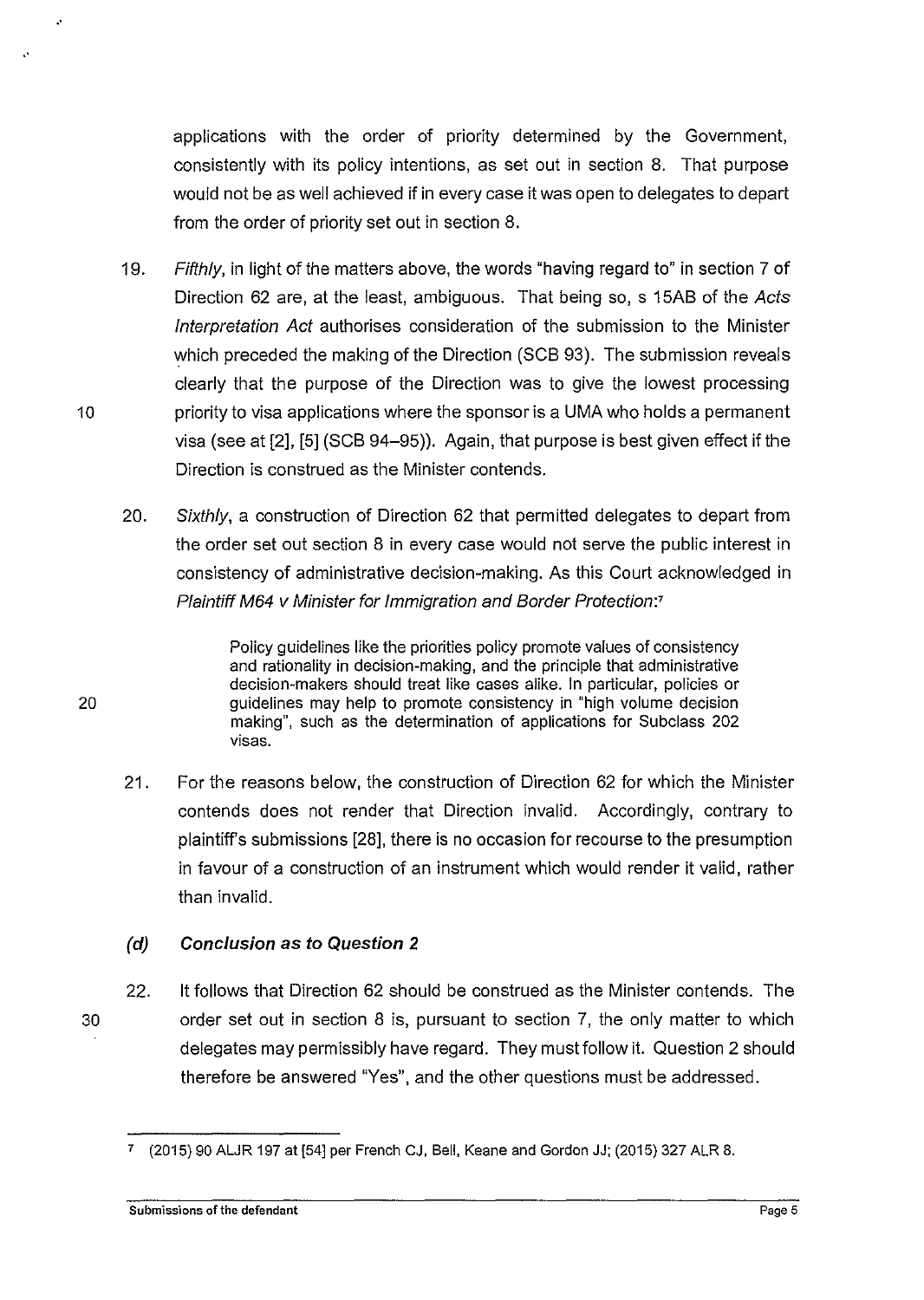applications with the order of priority determined by the Government, consistently with its policy intentions, as set out in section 8. That purpose would not be as well achieved if in every case it was open to delegates to depart from the order of priority set out in section 8.

19. *Fifthly*, in light of the matters above, the words "having regard to" in section 7 of Direction 62 are, at the least, ambiguous. That being so, s 15AB of the *Acts Interpretation Act* authorises consideration of the submission to the Minister which preceded the making of the Direction (SCB 93). The submission reveals clearly that the purpose of the Direction was to give the lowest processing priority to visa applications where the sponsor is a UMA who holds a permanent visa (see at [2], [5] (SCB 94–95)). Again, that purpose is best given effect if the Direction is construed as the Minister contends.

20. *Sixthly*, a construction of Direction 62 that permitted delegates to depart from the order set out section 8 in every case would not serve the public interest in consistency of administrative decision-making. As this Court acknowledged in *Plaintiff M64 v Minister for Immigration and Border Protection*:[7]

> Policy guidelines like the priorities policy promote values of consistency and rationality in decision-making, and the principle that administrative decision-makers should treat like cases alike. In particular, policies or guidelines may help to promote consistency in "high volume decision making", such as the determination of applications for Subclass 202 visas.

21. For the reasons below, the construction of Direction 62 for which the Minister contends does not render that Direction invalid. Accordingly, contrary to plaintiff's submissions [28], there is no occasion for recourse to the presumption in favour of a construction of an instrument which would render it valid, rather than invalid.

### *(d) Conclusion as to Question 2*

22. It follows that Direction 62 should be construed as the Minister contends. The order set out in section 8 is, pursuant to section 7, the only matter to which delegates may permissibly have regard. They must follow it. Question 2 should therefore be answered "Yes", and the other questions must be addressed.

---

[7] (2015) 90 ALJR 197 at [54] per French CJ, Bell, Keane and Gordon JJ; (2015) 327 ALR 8.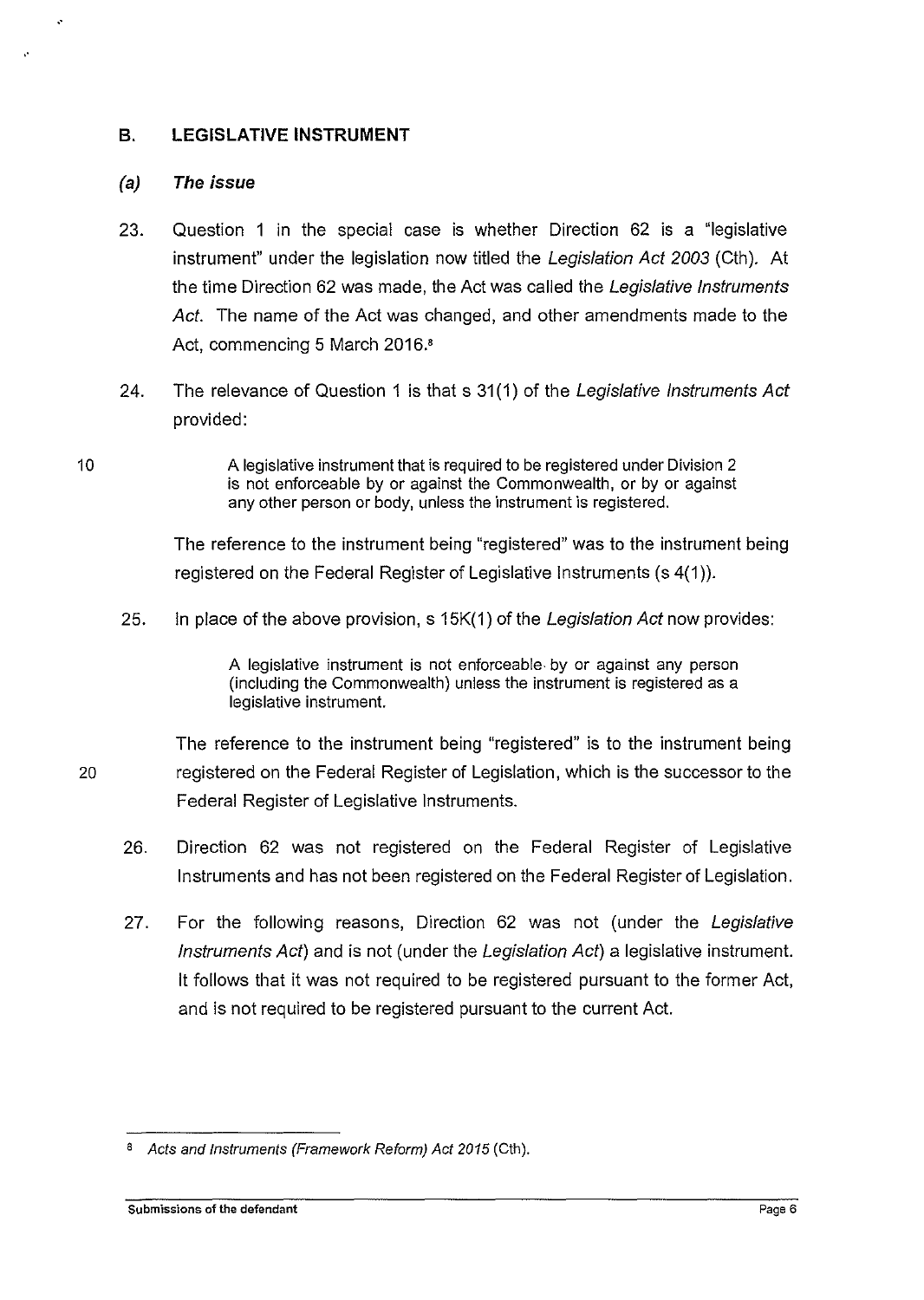## B. LEGISLATIVE INSTRUMENT

### (a) *The issue*

23. Question 1 in the special case is whether Direction 62 is a "legislative instrument" under the legislation now titled the *Legislation Act 2003* (Cth). At the time Direction 62 was made, the Act was called the *Legislative Instruments Act*. The name of the Act was changed, and other amendments made to the Act, commencing 5 March 2016.[8]

24. The relevance of Question 1 is that s 31(1) of the *Legislative Instruments Act* provided:

> A legislative instrument that is required to be registered under Division 2 is not enforceable by or against the Commonwealth, or by or against any other person or body, unless the instrument is registered.

The reference to the instrument being "registered" was to the instrument being registered on the Federal Register of Legislative Instruments (s 4(1)).

25. In place of the above provision, s 15K(1) of the *Legislation Act* now provides:

> A legislative instrument is not enforceable by or against any person (including the Commonwealth) unless the instrument is registered as a legislative instrument.

The reference to the instrument being "registered" is to the instrument being registered on the Federal Register of Legislation, which is the successor to the Federal Register of Legislative Instruments.

26. Direction 62 was not registered on the Federal Register of Legislative Instruments and has not been registered on the Federal Register of Legislation.

27. For the following reasons, Direction 62 was not (under the *Legislative Instruments Act*) and is not (under the *Legislation Act*) a legislative instrument. It follows that it was not required to be registered pursuant to the former Act, and is not required to be registered pursuant to the current Act.

---

[8] *Acts and Instruments (Framework Reform) Act 2015* (Cth).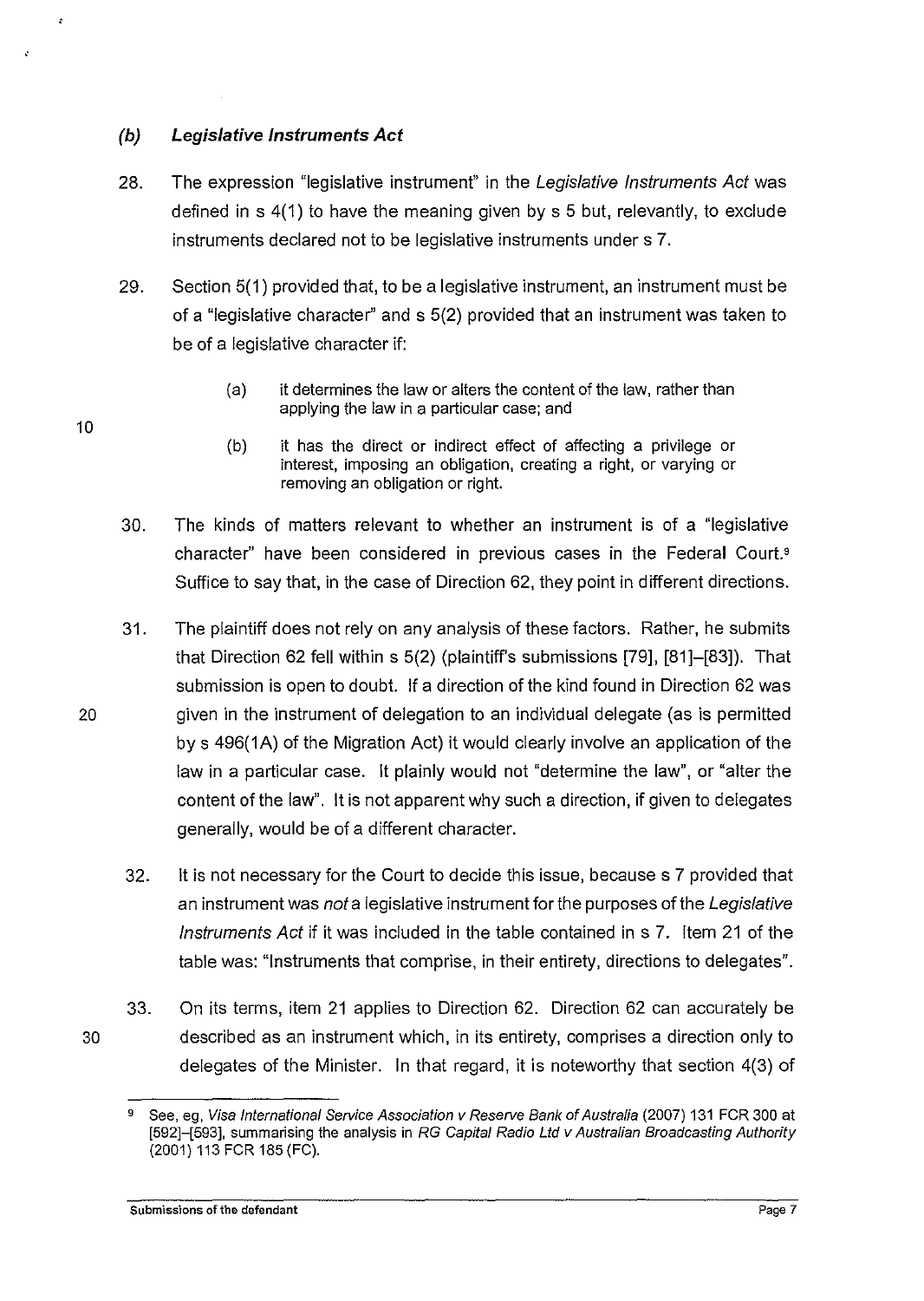### *(b) Legislative Instruments Act*

28. The expression "legislative instrument" in the *Legislative Instruments Act* was defined in s 4(1) to have the meaning given by s 5 but, relevantly, to exclude instruments declared not to be legislative instruments under s 7.

29. Section 5(1) provided that, to be a legislative instrument, an instrument must be of a "legislative character" and s 5(2) provided that an instrument was taken to be of a legislative character if:

    > (a) it determines the law or alters the content of the law, rather than applying the law in a particular case; and
    >
    > (b) it has the direct or indirect effect of affecting a privilege or interest, imposing an obligation, creating a right, or varying or removing an obligation or right.

30. The kinds of matters relevant to whether an instrument is of a "legislative character" have been considered in previous cases in the Federal Court.[9] Suffice to say that, in the case of Direction 62, they point in different directions.

31. The plaintiff does not rely on any analysis of these factors. Rather, he submits that Direction 62 fell within s 5(2) (plaintiff's submissions [79], [81]–[83]). That submission is open to doubt. If a direction of the kind found in Direction 62 was given in the instrument of delegation to an individual delegate (as is permitted by s 496(1A) of the Migration Act) it would clearly involve an application of the law in a particular case. It plainly would not "determine the law", or "alter the content of the law". It is not apparent why such a direction, if given to delegates generally, would be of a different character.

32. It is not necessary for the Court to decide this issue, because s 7 provided that an instrument was *not* a legislative instrument for the purposes of the *Legislative Instruments Act* if it was included in the table contained in s 7. Item 21 of the table was: "Instruments that comprise, in their entirety, directions to delegates".

33. On its terms, item 21 applies to Direction 62. Direction 62 can accurately be described as an instrument which, in its entirety, comprises a direction only to delegates of the Minister. In that regard, it is noteworthy that section 4(3) of

---

[9] See, eg, *Visa International Service Association v Reserve Bank of Australia* (2007) 131 FCR 300 at [592]–[593], summarising the analysis in *RG Capital Radio Ltd v Australian Broadcasting Authority* (2001) 113 FCR 185 (FC).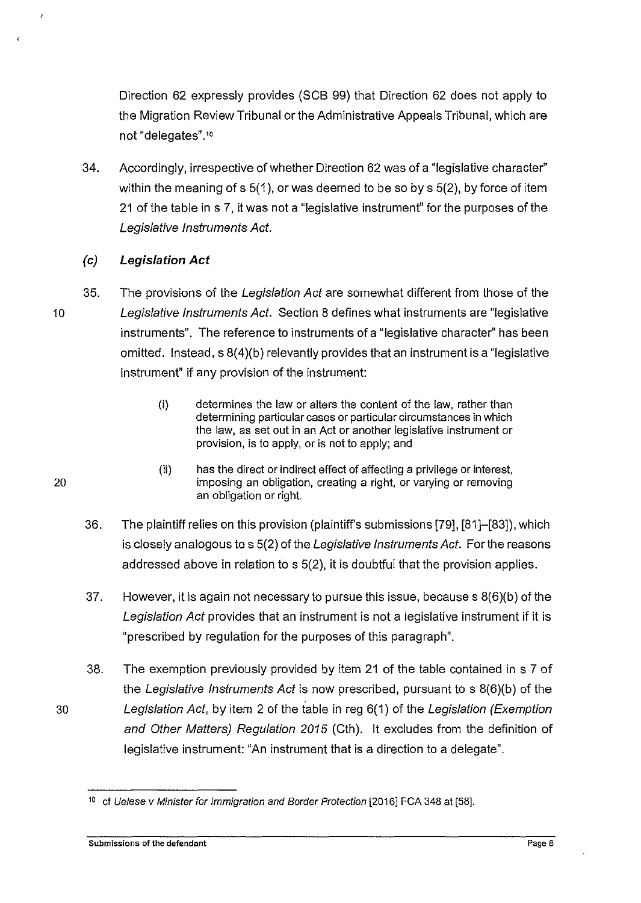Direction 62 expressly provides (SCB 99) that Direction 62 does not apply to the Migration Review Tribunal or the Administrative Appeals Tribunal, which are not "delegates".[10]

34. Accordingly, irrespective of whether Direction 62 was of a "legislative character" within the meaning of s 5(1), or was deemed to be so by s 5(2), by force of item 21 of the table in s 7, it was not a "legislative instrument" for the purposes of the *Legislative Instruments Act*.

### *(c) Legislation Act*

35. The provisions of the *Legislation Act* are somewhat different from those of the *Legislative Instruments Act*. Section 8 defines what instruments are "legislative instruments". The reference to instruments of a "legislative character" has been omitted. Instead, s 8(4)(b) relevantly provides that an instrument is a "legislative instrument" if any provision of the instrument:

> (i) determines the law or alters the content of the law, rather than determining particular cases or particular circumstances in which the law, as set out in an Act or another legislative instrument or provision, is to apply, or is not to apply; and
>
> (ii) has the direct or indirect effect of affecting a privilege or interest, imposing an obligation, creating a right, or varying or removing an obligation or right.

36. The plaintiff relies on this provision (plaintiff's submissions [79], [81]–[83]), which is closely analogous to s 5(2) of the *Legislative Instruments Act*. For the reasons addressed above in relation to s 5(2), it is doubtful that the provision applies.

37. However, it is again not necessary to pursue this issue, because s 8(6)(b) of the *Legislation Act* provides that an instrument is not a legislative instrument if it is "prescribed by regulation for the purposes of this paragraph".

38. The exemption previously provided by item 21 of the table contained in s 7 of the *Legislative Instruments Act* is now prescribed, pursuant to s 8(6)(b) of the *Legislation Act*, by item 2 of the table in reg 6(1) of the *Legislation (Exemption and Other Matters) Regulation 2015* (Cth). It excludes from the definition of legislative instrument: "An instrument that is a direction to a delegate".

---

[10] cf *Uelese v Minister for Immigration and Border Protection* [2016] FCA 348 at [58].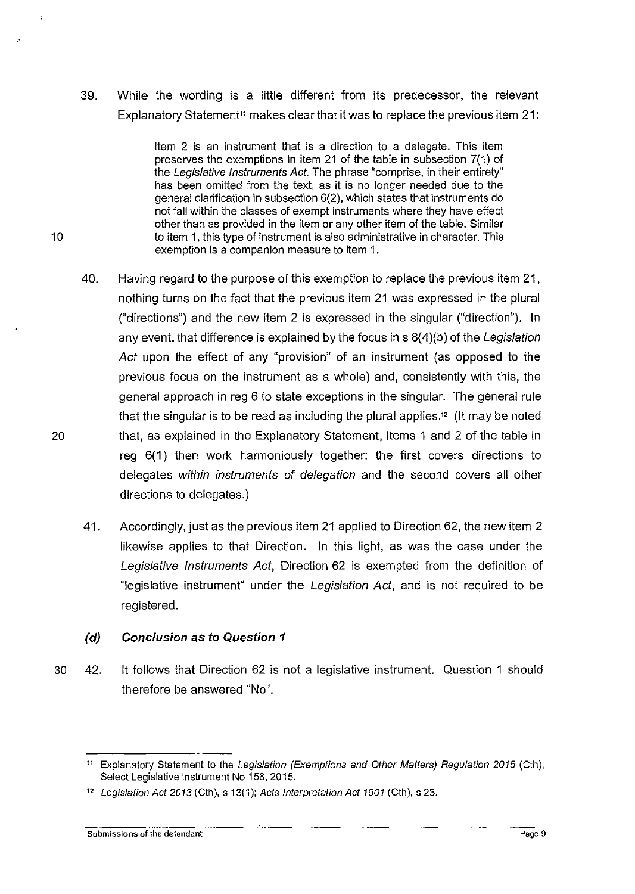39. While the wording is a little different from its predecessor, the relevant Explanatory Statement[11] makes clear that it was to replace the previous item 21:

> Item 2 is an instrument that is a direction to a delegate. This item preserves the exemptions in item 21 of the table in subsection 7(1) of the *Legislative Instruments Act*. The phrase "comprise, in their entirety" has been omitted from the text, as it is no longer needed due to the general clarification in subsection 6(2), which states that instruments do not fall within the classes of exempt instruments where they have effect other than as provided in the item or any other item of the table. Similar to item 1, this type of instrument is also administrative in character. This exemption is a companion measure to item 1.

40. Having regard to the purpose of this exemption to replace the previous item 21, nothing turns on the fact that the previous item 21 was expressed in the plural ("directions") and the new item 2 is expressed in the singular ("direction"). In any event, that difference is explained by the focus in s 8(4)(b) of the *Legislation Act* upon the effect of any "provision" of an instrument (as opposed to the previous focus on the instrument as a whole) and, consistently with this, the general approach in reg 6 to state exceptions in the singular. The general rule that the singular is to be read as including the plural applies.[12] (It may be noted that, as explained in the Explanatory Statement, items 1 and 2 of the table in reg 6(1) then work harmoniously together: the first covers directions to delegates *within instruments of delegation* and the second covers all other directions to delegates.)

41. Accordingly, just as the previous item 21 applied to Direction 62, the new item 2 likewise applies to that Direction. In this light, as was the case under the *Legislative Instruments Act*, Direction 62 is exempted from the definition of "legislative instrument" under the *Legislation Act*, and is not required to be registered.

### *(d) Conclusion as to Question 1*

42. It follows that Direction 62 is not a legislative instrument. Question 1 should therefore be answered "No".

---

[11] Explanatory Statement to the *Legislation (Exemptions and Other Matters) Regulation 2015* (Cth), Select Legislative Instrument No 158, 2015.

[12] *Legislation Act 2013* (Cth), s 13(1); *Acts Interpretation Act 1901* (Cth), s 23.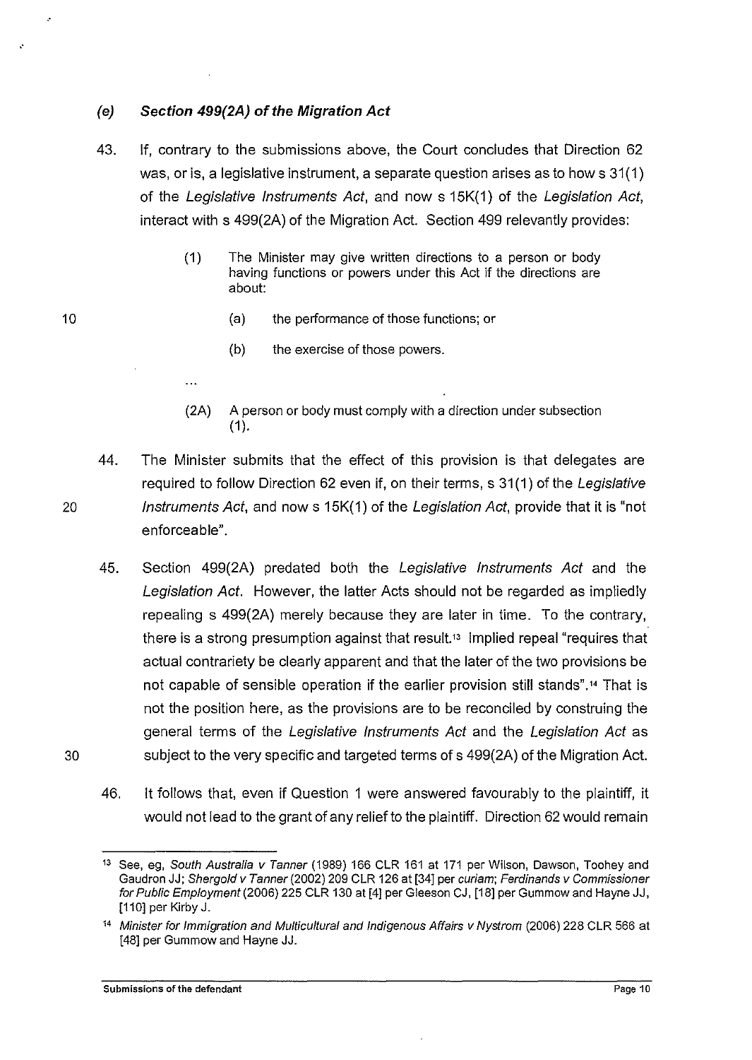### *(e) Section 499(2A) of the Migration Act*

43. If, contrary to the submissions above, the Court concludes that Direction 62 was, or is, a legislative instrument, a separate question arises as to how s 31(1) of the *Legislative Instruments Act*, and now s 15K(1) of the *Legislation Act*, interact with s 499(2A) of the Migration Act. Section 499 relevantly provides:

> (1) The Minister may give written directions to a person or body having functions or powers under this Act if the directions are about:
>
> (a) the performance of those functions; or
>
> (b) the exercise of those powers.
>
> ...
>
> (2A) A person or body must comply with a direction under subsection (1).

44. The Minister submits that the effect of this provision is that delegates are required to follow Direction 62 even if, on their terms, s 31(1) of the *Legislative Instruments Act*, and now s 15K(1) of the *Legislation Act*, provide that it is "not enforceable".

45. Section 499(2A) predated both the *Legislative Instruments Act* and the *Legislation Act*. However, the latter Acts should not be regarded as impliedly repealing s 499(2A) merely because they are later in time. To the contrary, there is a strong presumption against that result.[13] Implied repeal "requires that actual contrariety be clearly apparent and that the later of the two provisions be not capable of sensible operation if the earlier provision still stands".[14] That is not the position here, as the provisions are to be reconciled by construing the general terms of the *Legislative Instruments Act* and the *Legislation Act* as subject to the very specific and targeted terms of s 499(2A) of the Migration Act.

46. It follows that, even if Question 1 were answered favourably to the plaintiff, it would not lead to the grant of any relief to the plaintiff. Direction 62 would remain

---

[13] See, eg, *South Australia v Tanner* (1989) 166 CLR 161 at 171 per Wilson, Dawson, Toohey and Gaudron JJ; *Shergold v Tanner* (2002) 209 CLR 126 at [34] per *curiam*; *Ferdinands v Commissioner for Public Employment* (2006) 225 CLR 130 at [4] per Gleeson CJ, [18] per Gummow and Hayne JJ, [110] per Kirby J.

[14] *Minister for Immigration and Multicultural and Indigenous Affairs v Nystrom* (2006) 228 CLR 566 at [48] per Gummow and Hayne JJ.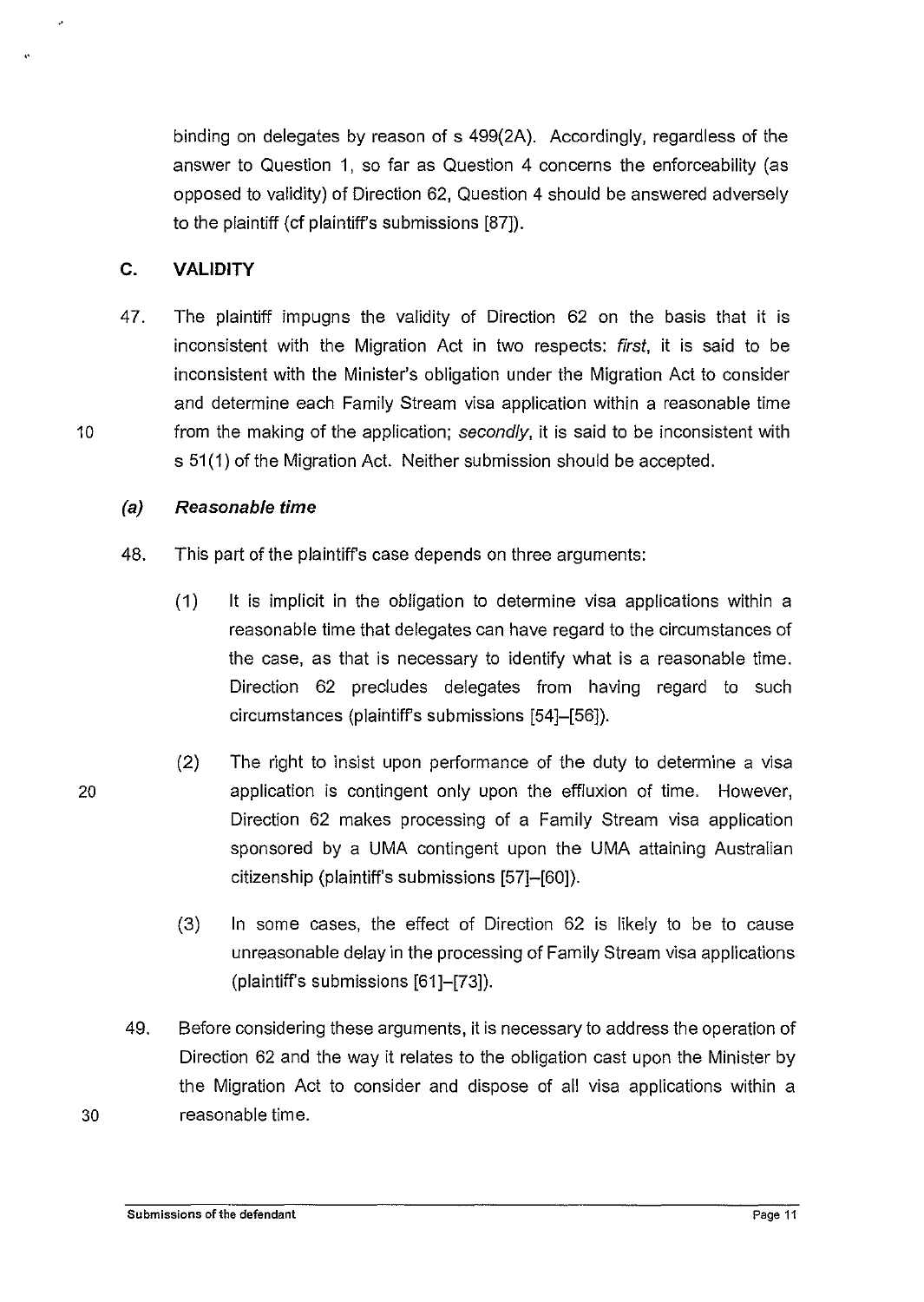binding on delegates by reason of s 499(2A). Accordingly, regardless of the answer to Question 1, so far as Question 4 concerns the enforceability (as opposed to validity) of Direction 62, Question 4 should be answered adversely to the plaintiff (cf plaintiff's submissions [87]).

## C. VALIDITY

47. The plaintiff impugns the validity of Direction 62 on the basis that it is inconsistent with the Migration Act in two respects: *first*, it is said to be inconsistent with the Minister's obligation under the Migration Act to consider and determine each Family Stream visa application within a reasonable time from the making of the application; *secondly*, it is said to be inconsistent with s 51(1) of the Migration Act. Neither submission should be accepted.

### *(a) Reasonable time*

48. This part of the plaintiff's case depends on three arguments:

    (1) It is implicit in the obligation to determine visa applications within a reasonable time that delegates can have regard to the circumstances of the case, as that is necessary to identify what is a reasonable time. Direction 62 precludes delegates from having regard to such circumstances (plaintiff's submissions [54]–[56]).

    (2) The right to insist upon performance of the duty to determine a visa application is contingent only upon the effluxion of time. However, Direction 62 makes processing of a Family Stream visa application sponsored by a UMA contingent upon the UMA attaining Australian citizenship (plaintiff's submissions [57]–[60]).

    (3) In some cases, the effect of Direction 62 is likely to be to cause unreasonable delay in the processing of Family Stream visa applications (plaintiff's submissions [61]–[73]).

49. Before considering these arguments, it is necessary to address the operation of Direction 62 and the way it relates to the obligation cast upon the Minister by the Migration Act to consider and dispose of all visa applications within a reasonable time.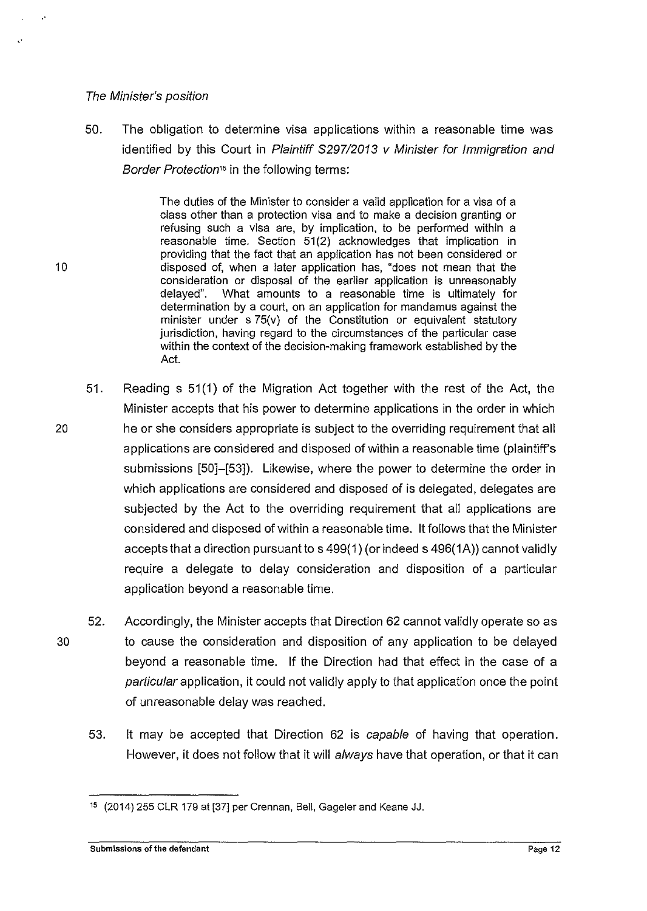*The Minister's position*

50. The obligation to determine visa applications within a reasonable time was identified by this Court in *Plaintiff S297/2013 v Minister for Immigration and Border Protection*[15] in the following terms:

> The duties of the Minister to consider a valid application for a visa of a class other than a protection visa and to make a decision granting or refusing such a visa are, by implication, to be performed within a reasonable time. Section 51(2) acknowledges that implication in providing that the fact that an application has not been considered or disposed of, when a later application has, "does not mean that the consideration or disposal of the earlier application is unreasonably delayed". What amounts to a reasonable time is ultimately for determination by a court, on an application for mandamus against the minister under s 75(v) of the Constitution or equivalent statutory jurisdiction, having regard to the circumstances of the particular case within the context of the decision-making framework established by the Act.

51. Reading s 51(1) of the Migration Act together with the rest of the Act, the Minister accepts that his power to determine applications in the order in which he or she considers appropriate is subject to the overriding requirement that all applications are considered and disposed of within a reasonable time (plaintiff's submissions [50]–[53]). Likewise, where the power to determine the order in which applications are considered and disposed of is delegated, delegates are subjected by the Act to the overriding requirement that all applications are considered and disposed of within a reasonable time. It follows that the Minister accepts that a direction pursuant to s 499(1) (or indeed s 496(1A)) cannot validly require a delegate to delay consideration and disposition of a particular application beyond a reasonable time.

52. Accordingly, the Minister accepts that Direction 62 cannot validly operate so as to cause the consideration and disposition of any application to be delayed beyond a reasonable time. If the Direction had that effect in the case of a *particular* application, it could not validly apply to that application once the point of unreasonable delay was reached.

53. It may be accepted that Direction 62 is *capable* of having that operation. However, it does not follow that it will *always* have that operation, or that it can

[15] (2014) 255 CLR 179 at [37] per Crennan, Bell, Gageler and Keane JJ.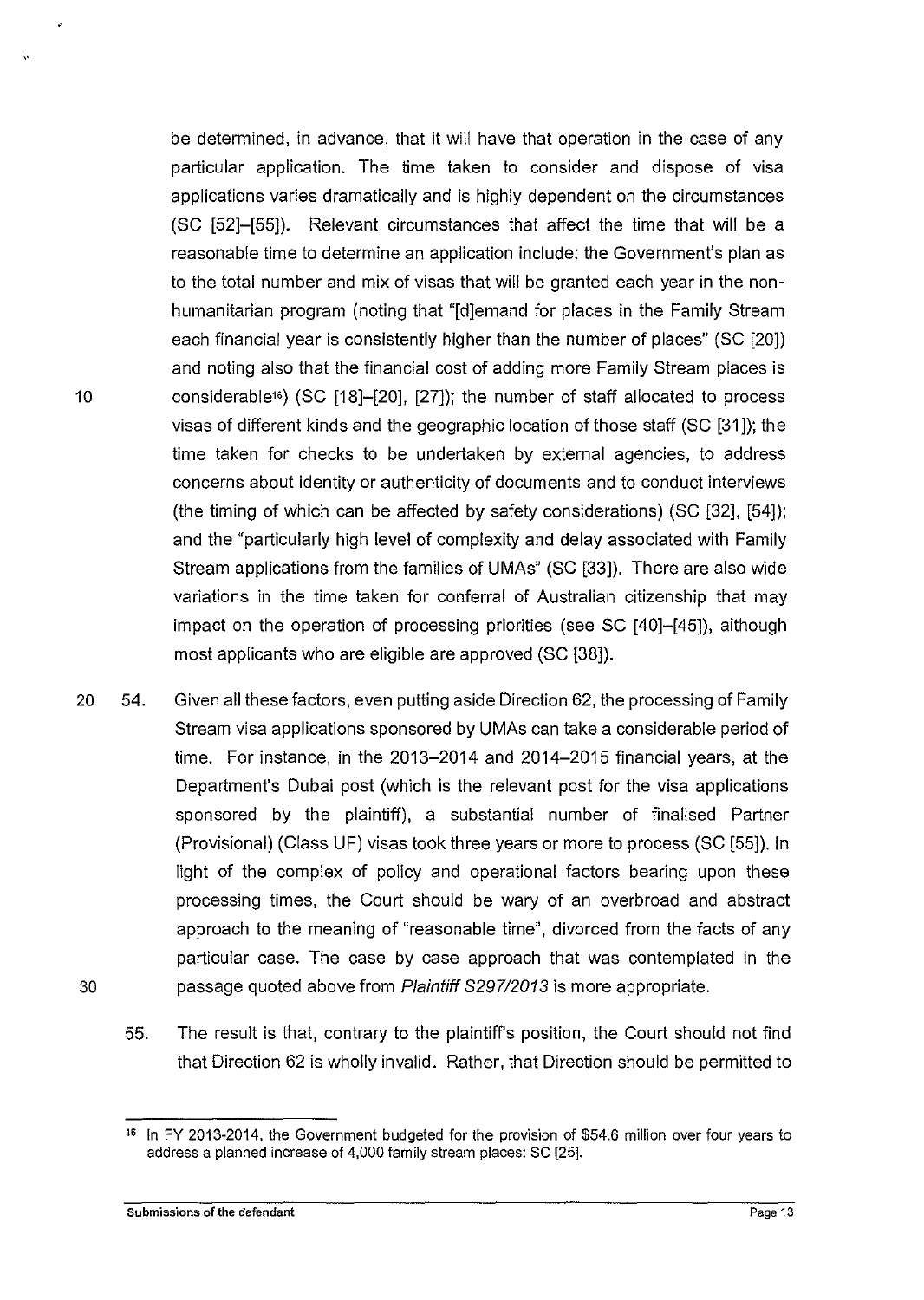be determined, in advance, that it will have that operation in the case of any particular application. The time taken to consider and dispose of visa applications varies dramatically and is highly dependent on the circumstances (SC [52]–[55]). Relevant circumstances that affect the time that will be a reasonable time to determine an application include: the Government's plan as to the total number and mix of visas that will be granted each year in the non-humanitarian program (noting that "[d]emand for places in the Family Stream each financial year is consistently higher than the number of places" (SC [20]) and noting also that the financial cost of adding more Family Stream places is considerable[16]) (SC [18]–[20], [27]); the number of staff allocated to process visas of different kinds and the geographic location of those staff (SC [31]); the time taken for checks to be undertaken by external agencies, to address concerns about identity or authenticity of documents and to conduct interviews (the timing of which can be affected by safety considerations) (SC [32], [54]); and the "particularly high level of complexity and delay associated with Family Stream applications from the families of UMAs" (SC [33]). There are also wide variations in the time taken for conferral of Australian citizenship that may impact on the operation of processing priorities (see SC [40]–[45]), although most applicants who are eligible are approved (SC [38]).

54. Given all these factors, even putting aside Direction 62, the processing of Family Stream visa applications sponsored by UMAs can take a considerable period of time. For instance, in the 2013–2014 and 2014–2015 financial years, at the Department's Dubai post (which is the relevant post for the visa applications sponsored by the plaintiff), a substantial number of finalised Partner (Provisional) (Class UF) visas took three years or more to process (SC [55]). In light of the complex of policy and operational factors bearing upon these processing times, the Court should be wary of an overbroad and abstract approach to the meaning of "reasonable time", divorced from the facts of any particular case. The case by case approach that was contemplated in the passage quoted above from *Plaintiff S297/2013* is more appropriate.

55. The result is that, contrary to the plaintiff's position, the Court should not find that Direction 62 is wholly invalid. Rather, that Direction should be permitted to

---

[16] In FY 2013-2014, the Government budgeted for the provision of $54.6 million over four years to address a planned increase of 4,000 family stream places: SC [25].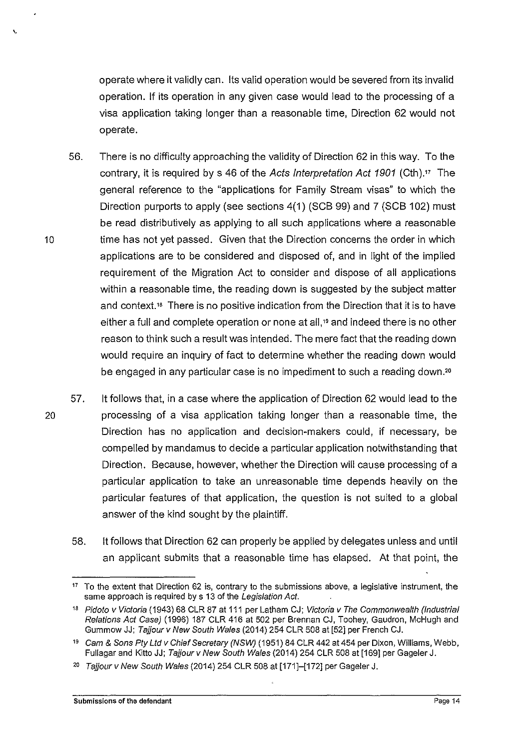operate where it validly can. Its valid operation would be severed from its invalid operation. If its operation in any given case would lead to the processing of a visa application taking longer than a reasonable time, Direction 62 would not operate.

56. There is no difficulty approaching the validity of Direction 62 in this way. To the contrary, it is required by s 46 of the *Acts Interpretation Act 1901* (Cth).[17] The general reference to the "applications for Family Stream visas" to which the Direction purports to apply (see sections 4(1) (SCB 99) and 7 (SCB 102) must be read distributively as applying to all such applications where a reasonable time has not yet passed. Given that the Direction concerns the order in which applications are to be considered and disposed of, and in light of the implied requirement of the Migration Act to consider and dispose of all applications within a reasonable time, the reading down is suggested by the subject matter and context.[18] There is no positive indication from the Direction that it is to have either a full and complete operation or none at all,[19] and indeed there is no other reason to think such a result was intended. The mere fact that the reading down would require an inquiry of fact to determine whether the reading down would be engaged in any particular case is no impediment to such a reading down.[20]

57. It follows that, in a case where the application of Direction 62 would lead to the processing of a visa application taking longer than a reasonable time, the Direction has no application and decision-makers could, if necessary, be compelled by mandamus to decide a particular application notwithstanding that Direction. Because, however, whether the Direction will cause processing of a particular application to take an unreasonable time depends heavily on the particular features of that application, the question is not suited to a global answer of the kind sought by the plaintiff.

58. It follows that Direction 62 can properly be applied by delegates unless and until an applicant submits that a reasonable time has elapsed. At that point, the

---

[17] To the extent that Direction 62 is, contrary to the submissions above, a legislative instrument, the same approach is required by s 13 of the *Legislation Act*.

[18] *Pidoto v Victoria* (1943) 68 CLR 87 at 111 per Latham CJ; *Victoria v The Commonwealth (Industrial Relations Act Case)* (1996) 187 CLR 416 at 502 per Brennan CJ, Toohey, Gaudron, McHugh and Gummow JJ; *Tajjour v New South Wales* (2014) 254 CLR 508 at [52] per French CJ.

[19] *Cam & Sons Pty Ltd v Chief Secretary (NSW)* (1951) 84 CLR 442 at 454 per Dixon, Williams, Webb, Fullagar and Kitto JJ; *Tajjour v New South Wales* (2014) 254 CLR 508 at [169] per Gageler J.

[20] *Tajjour v New South Wales* (2014) 254 CLR 508 at [171]–[172] per Gageler J.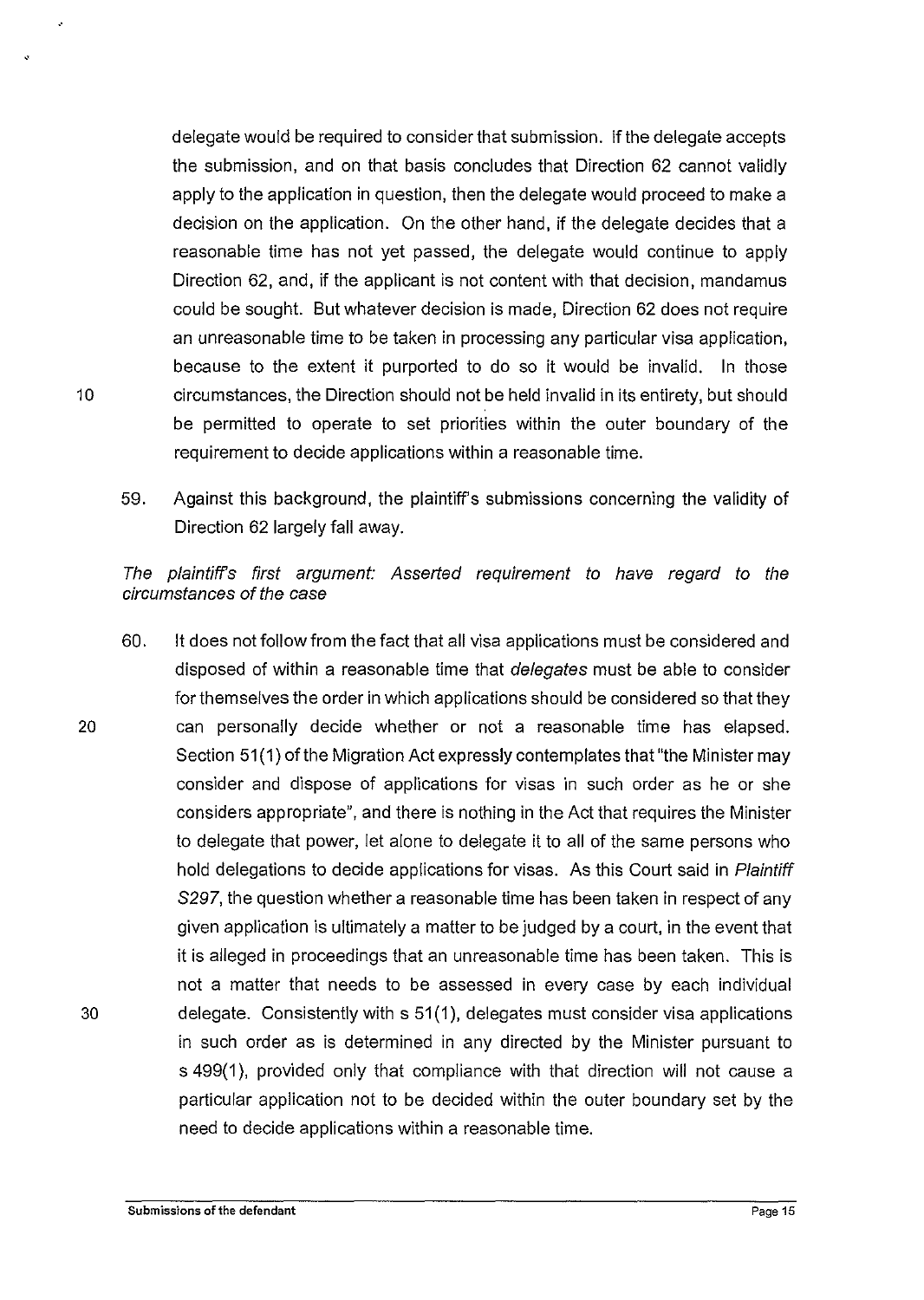delegate would be required to consider that submission. If the delegate accepts the submission, and on that basis concludes that Direction 62 cannot validly apply to the application in question, then the delegate would proceed to make a decision on the application. On the other hand, if the delegate decides that a reasonable time has not yet passed, the delegate would continue to apply Direction 62, and, if the applicant is not content with that decision, mandamus could be sought. But whatever decision is made, Direction 62 does not require an unreasonable time to be taken in processing any particular visa application, because to the extent it purported to do so it would be invalid. In those circumstances, the Direction should not be held invalid in its entirety, but should be permitted to operate to set priorities within the outer boundary of the requirement to decide applications within a reasonable time.

59. Against this background, the plaintiff's submissions concerning the validity of Direction 62 largely fall away.

*The plaintiff's first argument: Asserted requirement to have regard to the circumstances of the case*

60. It does not follow from the fact that all visa applications must be considered and disposed of within a reasonable time that *delegates* must be able to consider for themselves the order in which applications should be considered so that they can personally decide whether or not a reasonable time has elapsed. Section 51(1) of the Migration Act expressly contemplates that "the Minister may consider and dispose of applications for visas in such order as he or she considers appropriate", and there is nothing in the Act that requires the Minister to delegate that power, let alone to delegate it to all of the same persons who hold delegations to decide applications for visas. As this Court said in *Plaintiff S297*, the question whether a reasonable time has been taken in respect of any given application is ultimately a matter to be judged by a court, in the event that it is alleged in proceedings that an unreasonable time has been taken. This is not a matter that needs to be assessed in every case by each individual delegate. Consistently with s 51(1), delegates must consider visa applications in such order as is determined in any directed by the Minister pursuant to s 499(1), provided only that compliance with that direction will not cause a particular application not to be decided within the outer boundary set by the need to decide applications within a reasonable time.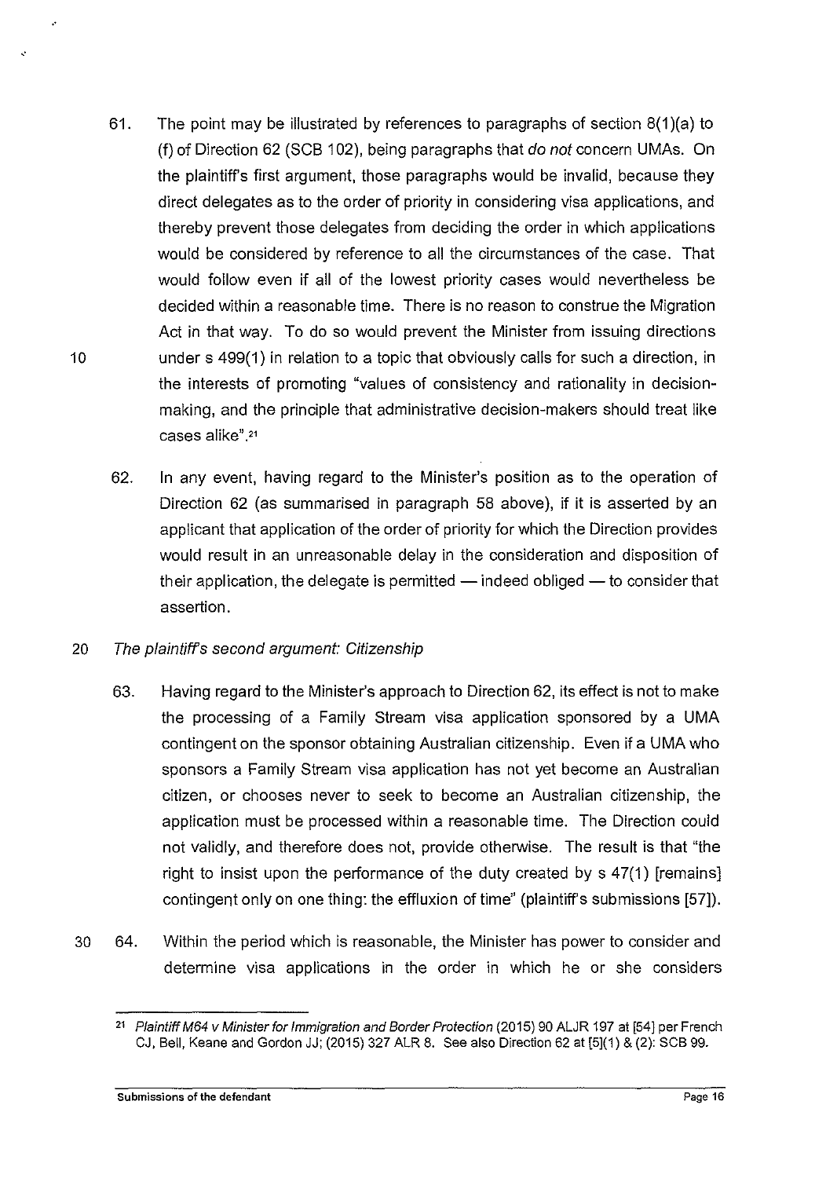61. The point may be illustrated by references to paragraphs of section 8(1)(a) to (f) of Direction 62 (SCB 102), being paragraphs that *do not* concern UMAs. On the plaintiff's first argument, those paragraphs would be invalid, because they direct delegates as to the order of priority in considering visa applications, and thereby prevent those delegates from deciding the order in which applications would be considered by reference to all the circumstances of the case. That would follow even if all of the lowest priority cases would nevertheless be decided within a reasonable time. There is no reason to construe the Migration Act in that way. To do so would prevent the Minister from issuing directions under s 499(1) in relation to a topic that obviously calls for such a direction, in the interests of promoting "values of consistency and rationality in decision-making, and the principle that administrative decision-makers should treat like cases alike".[21]

62. In any event, having regard to the Minister's position as to the operation of Direction 62 (as summarised in paragraph 58 above), if it is asserted by an applicant that application of the order of priority for which the Direction provides would result in an unreasonable delay in the consideration and disposition of their application, the delegate is permitted — indeed obliged — to consider that assertion.

*The plaintiff's second argument: Citizenship*

63. Having regard to the Minister's approach to Direction 62, its effect is not to make the processing of a Family Stream visa application sponsored by a UMA contingent on the sponsor obtaining Australian citizenship. Even if a UMA who sponsors a Family Stream visa application has not yet become an Australian citizen, or chooses never to seek to become an Australian citizenship, the application must be processed within a reasonable time. The Direction could not validly, and therefore does not, provide otherwise. The result is that "the right to insist upon the performance of the duty created by s 47(1) [remains] contingent only on one thing: the effluxion of time" (plaintiff's submissions [57]).

64. Within the period which is reasonable, the Minister has power to consider and determine visa applications in the order in which he or she considers

---

[21] *Plaintiff M64 v Minister for Immigration and Border Protection* (2015) 90 ALJR 197 at [54] per French CJ, Bell, Keane and Gordon JJ; (2015) 327 ALR 8. See also Direction 62 at [5](1) & (2): SCB 99.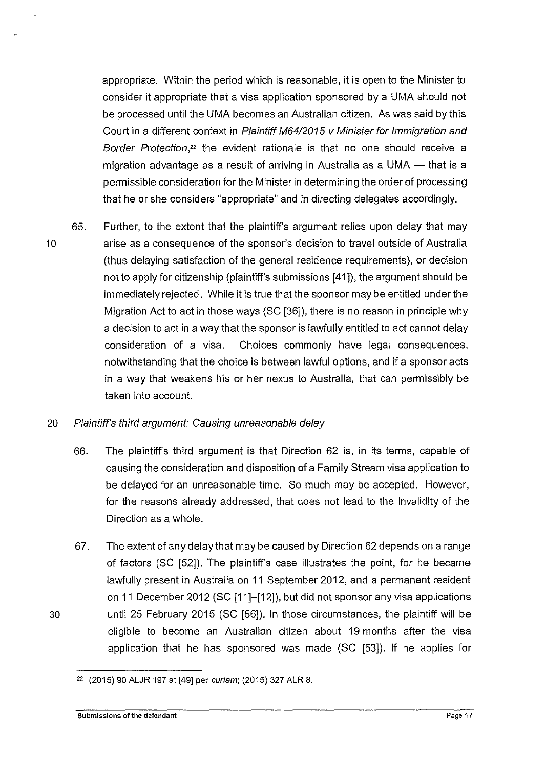appropriate. Within the period which is reasonable, it is open to the Minister to consider it appropriate that a visa application sponsored by a UMA should not be processed until the UMA becomes an Australian citizen. As was said by this Court in a different context in *Plaintiff M64/2015 v Minister for Immigration and Border Protection*,[22] the evident rationale is that no one should receive a migration advantage as a result of arriving in Australia as a UMA — that is a permissible consideration for the Minister in determining the order of processing that he or she considers "appropriate" and in directing delegates accordingly.

65. Further, to the extent that the plaintiff's argument relies upon delay that may arise as a consequence of the sponsor's decision to travel outside of Australia (thus delaying satisfaction of the general residence requirements), or decision not to apply for citizenship (plaintiff's submissions [41]), the argument should be immediately rejected. While it is true that the sponsor may be entitled under the Migration Act to act in those ways (SC [36]), there is no reason in principle why a decision to act in a way that the sponsor is lawfully entitled to act cannot delay consideration of a visa. Choices commonly have legal consequences, notwithstanding that the choice is between lawful options, and if a sponsor acts in a way that weakens his or her nexus to Australia, that can permissibly be taken into account.

*Plaintiff's third argument: Causing unreasonable delay*

66. The plaintiff's third argument is that Direction 62 is, in its terms, capable of causing the consideration and disposition of a Family Stream visa application to be delayed for an unreasonable time. So much may be accepted. However, for the reasons already addressed, that does not lead to the invalidity of the Direction as a whole.

67. The extent of any delay that may be caused by Direction 62 depends on a range of factors (SC [52]). The plaintiff's case illustrates the point, for he became lawfully present in Australia on 11 September 2012, and a permanent resident on 11 December 2012 (SC [11]–[12]), but did not sponsor any visa applications until 25 February 2015 (SC [56]). In those circumstances, the plaintiff will be eligible to become an Australian citizen about 19 months after the visa application that he has sponsored was made (SC [53]). If he applies for

[22] (2015) 90 ALJR 197 at [49] per *curiam*; (2015) 327 ALR 8.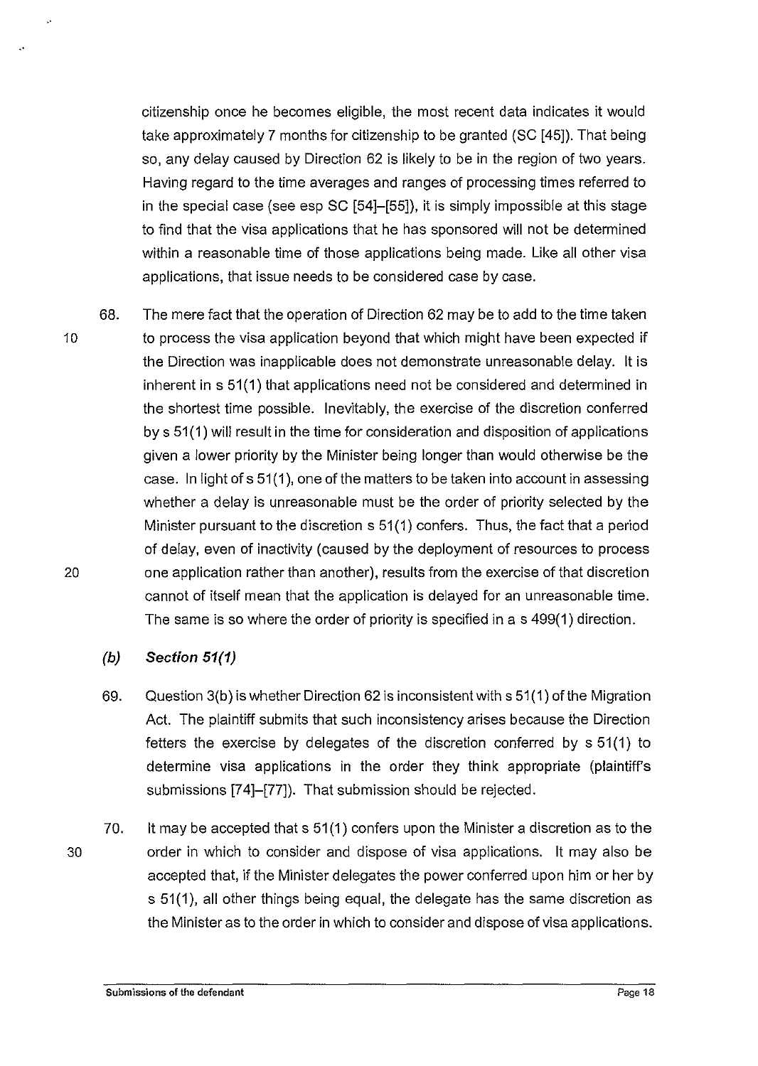citizenship once he becomes eligible, the most recent data indicates it would take approximately 7 months for citizenship to be granted (SC [45]). That being so, any delay caused by Direction 62 is likely to be in the region of two years. Having regard to the time averages and ranges of processing times referred to in the special case (see esp SC [54]–[55]), it is simply impossible at this stage to find that the visa applications that he has sponsored will not be determined within a reasonable time of those applications being made. Like all other visa applications, that issue needs to be considered case by case.

68. The mere fact that the operation of Direction 62 may be to add to the time taken to process the visa application beyond that which might have been expected if the Direction was inapplicable does not demonstrate unreasonable delay. It is inherent in s 51(1) that applications need not be considered and determined in the shortest time possible. Inevitably, the exercise of the discretion conferred by s 51(1) will result in the time for consideration and disposition of applications given a lower priority by the Minister being longer than would otherwise be the case. In light of s 51(1), one of the matters to be taken into account in assessing whether a delay is unreasonable must be the order of priority selected by the Minister pursuant to the discretion s 51(1) confers. Thus, the fact that a period of delay, even of inactivity (caused by the deployment of resources to process one application rather than another), results from the exercise of that discretion cannot of itself mean that the application is delayed for an unreasonable time. The same is so where the order of priority is specified in a s 499(1) direction.

### *(b) Section 51(1)*

69. Question 3(b) is whether Direction 62 is inconsistent with s 51(1) of the Migration Act. The plaintiff submits that such inconsistency arises because the Direction fetters the exercise by delegates of the discretion conferred by s 51(1) to determine visa applications in the order they think appropriate (plaintiff's submissions [74]–[77]). That submission should be rejected.

70. It may be accepted that s 51(1) confers upon the Minister a discretion as to the order in which to consider and dispose of visa applications. It may also be accepted that, if the Minister delegates the power conferred upon him or her by s 51(1), all other things being equal, the delegate has the same discretion as the Minister as to the order in which to consider and dispose of visa applications.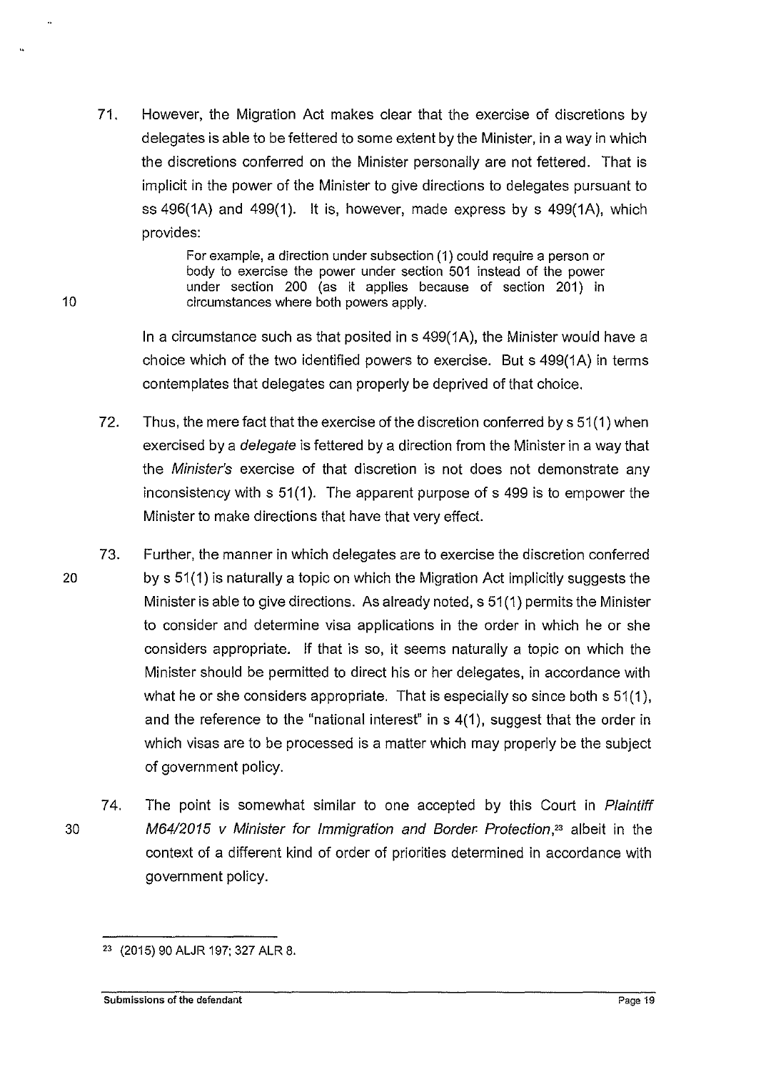71. However, the Migration Act makes clear that the exercise of discretions by delegates is able to be fettered to some extent by the Minister, in a way in which the discretions conferred on the Minister personally are not fettered. That is implicit in the power of the Minister to give directions to delegates pursuant to ss 496(1A) and 499(1). It is, however, made express by s 499(1A), which provides:

> For example, a direction under subsection (1) could require a person or body to exercise the power under section 501 instead of the power under section 200 (as it applies because of section 201) in circumstances where both powers apply.

In a circumstance such as that posited in s 499(1A), the Minister would have a choice which of the two identified powers to exercise. But s 499(1A) in terms contemplates that delegates can properly be deprived of that choice.

72. Thus, the mere fact that the exercise of the discretion conferred by s 51(1) when exercised by a *delegate* is fettered by a direction from the Minister in a way that the *Minister's* exercise of that discretion is not does not demonstrate any inconsistency with s 51(1). The apparent purpose of s 499 is to empower the Minister to make directions that have that very effect.

73. Further, the manner in which delegates are to exercise the discretion conferred by s 51(1) is naturally a topic on which the Migration Act implicitly suggests the Minister is able to give directions. As already noted, s 51(1) permits the Minister to consider and determine visa applications in the order in which he or she considers appropriate. If that is so, it seems naturally a topic on which the Minister should be permitted to direct his or her delegates, in accordance with what he or she considers appropriate. That is especially so since both s 51(1), and the reference to the "national interest" in s 4(1), suggest that the order in which visas are to be processed is a matter which may properly be the subject of government policy.

74. The point is somewhat similar to one accepted by this Court in *Plaintiff M64/2015 v Minister for Immigration and Border Protection*,[23] albeit in the context of a different kind of order of priorities determined in accordance with government policy.

---

[23] (2015) 90 ALJR 197; 327 ALR 8.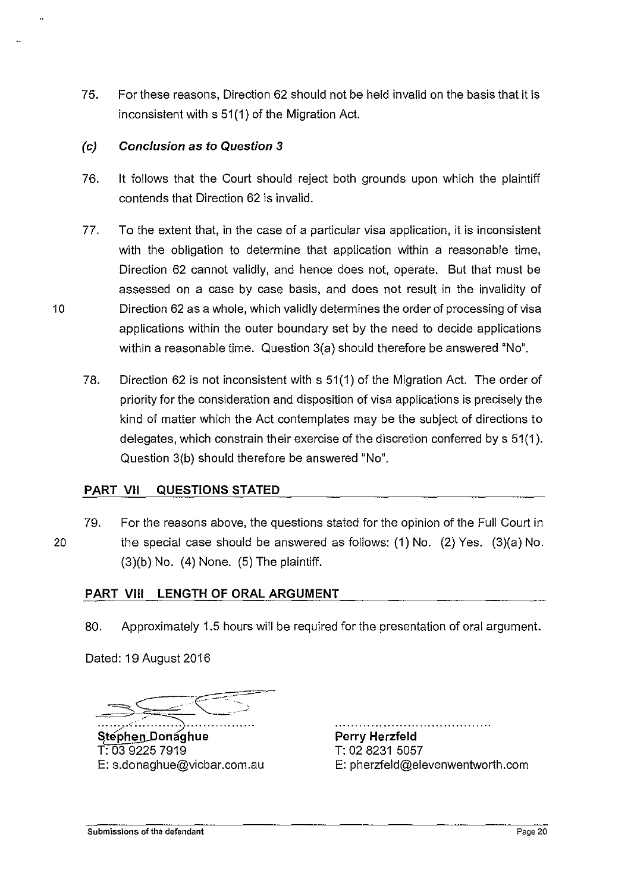75. For these reasons, Direction 62 should not be held invalid on the basis that it is inconsistent with s 51(1) of the Migration Act.

### *(c) Conclusion as to Question 3*

76. It follows that the Court should reject both grounds upon which the plaintiff contends that Direction 62 is invalid.

77. To the extent that, in the case of a particular visa application, it is inconsistent with the obligation to determine that application within a reasonable time, Direction 62 cannot validly, and hence does not, operate. But that must be assessed on a case by case basis, and does not result in the invalidity of Direction 62 as a whole, which validly determines the order of processing of visa applications within the outer boundary set by the need to decide applications within a reasonable time. Question 3(a) should therefore be answered "No".

78. Direction 62 is not inconsistent with s 51(1) of the Migration Act. The order of priority for the consideration and disposition of visa applications is precisely the kind of matter which the Act contemplates may be the subject of directions to delegates, which constrain their exercise of the discretion conferred by s 51(1). Question 3(b) should therefore be answered "No".

## PART VII QUESTIONS STATED

79. For the reasons above, the questions stated for the opinion of the Full Court in the special case should be answered as follows: (1) No. (2) Yes. (3)(a) No. (3)(b) No. (4) None. (5) The plaintiff.

## PART VIII LENGTH OF ORAL ARGUMENT

80. Approximately 1.5 hours will be required for the presentation of oral argument.

Dated: 19 August 2016

| | |
|---|---|
| **Stephen Donaghue** | **Perry Herzfeld** |
| T: 03 9225 7919 | T: 02 8231 5057 |
| E: s.donaghue@vicbar.com.au | E: pherzfeld@elevenwentworth.com |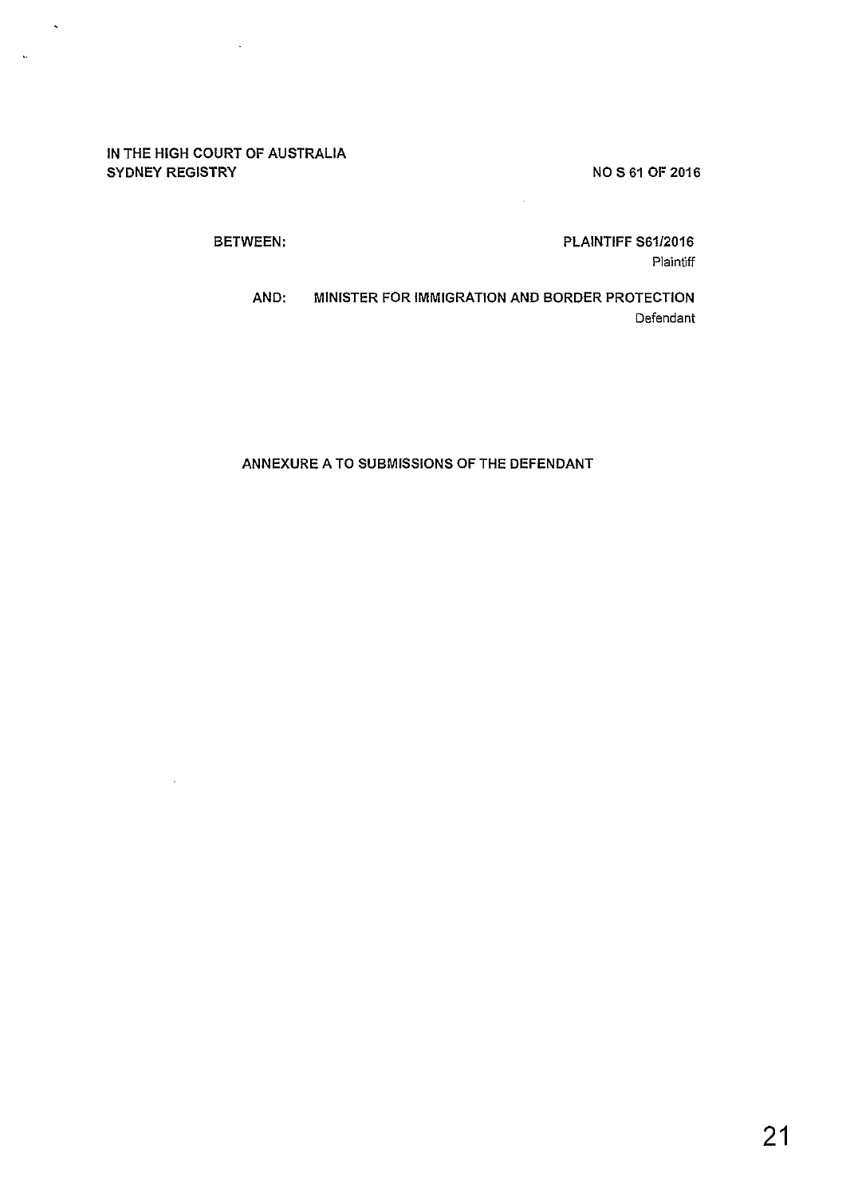IN THE HIGH COURT OF AUSTRALIA
SYDNEY REGISTRY

NO S 61 OF 2016

BETWEEN:

PLAINTIFF S61/2016
Plaintiff

AND: MINISTER FOR IMMIGRATION AND BORDER PROTECTION
Defendant

ANNEXURE A TO SUBMISSIONS OF THE DEFENDANT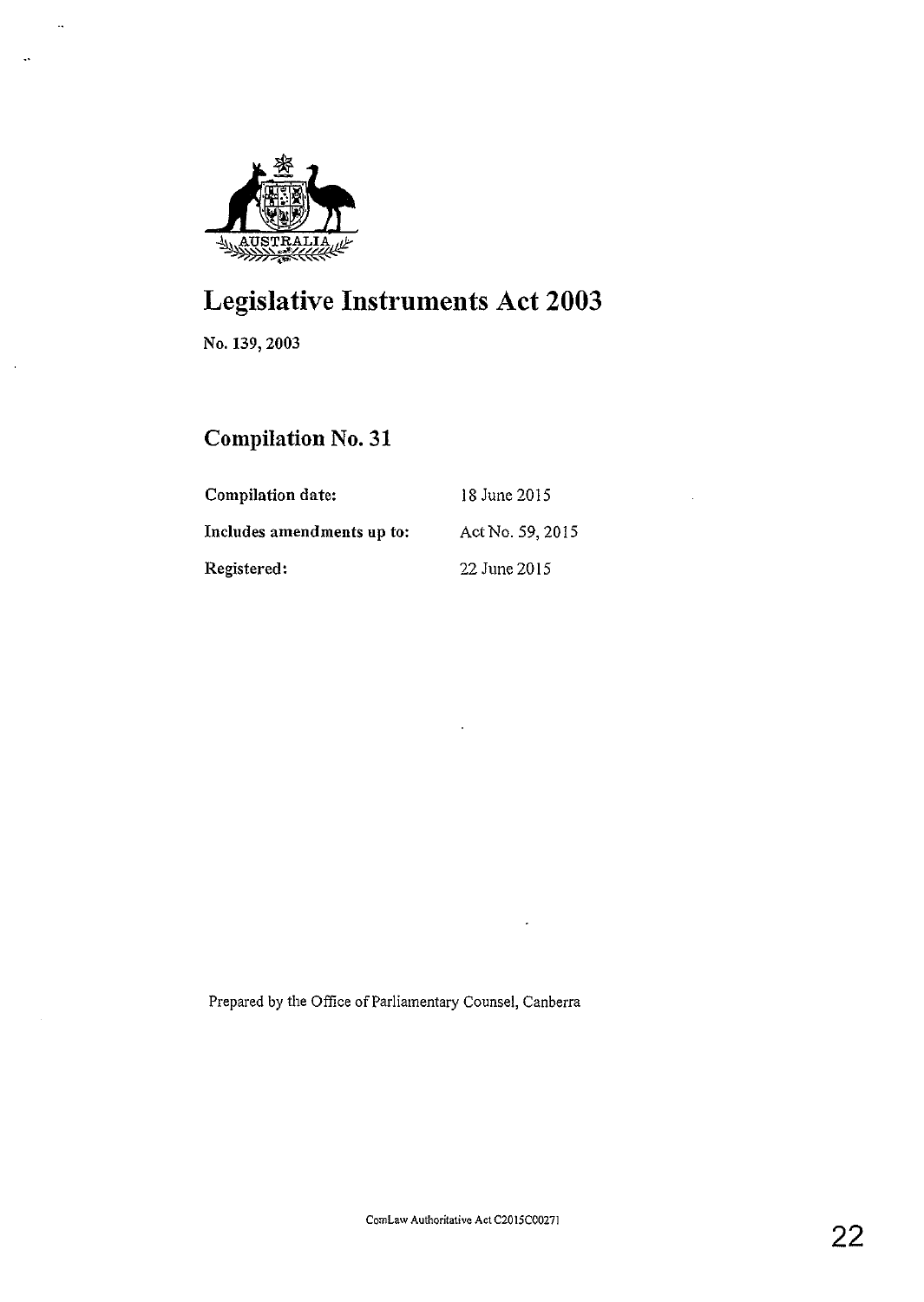# Legislative Instruments Act 2003

No. 139, 2003

## Compilation No. 31

| | |
|---|---|
| **Compilation date:** | 18 June 2015 |
| **Includes amendments up to:** | Act No. 59, 2015 |
| **Registered:** | 22 June 2015 |

Prepared by the Office of Parliamentary Counsel, Canberra

ComLaw Authoritative Act C2015C00271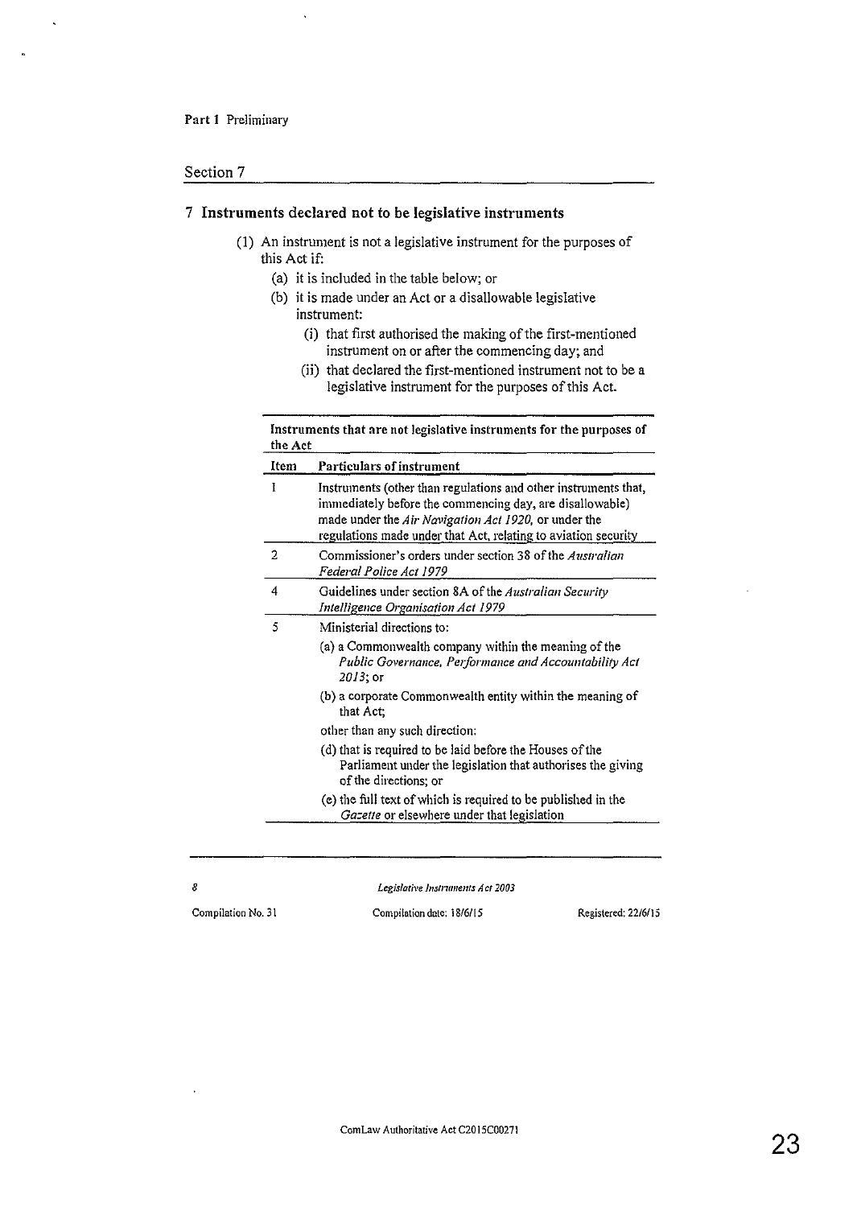## 7 Instruments declared not to be legislative instruments

(1) An instrument is not a legislative instrument for the purposes of this Act if:

(a) it is included in the table below; or

(b) it is made under an Act or a disallowable legislative instrument:

(i) that first authorised the making of the first-mentioned instrument on or after the commencing day; and

(ii) that declared the first-mentioned instrument not to be a legislative instrument for the purposes of this Act.

**Instruments that are not legislative instruments for the purposes of the Act**

| Item | Particulars of instrument |
|---|---|
| 1 | Instruments (other than regulations and other instruments that, immediately before the commencing day, are disallowable) made under the *Air Navigation Act 1920*, or under the regulations made under that Act, relating to aviation security |
| 2 | Commissioner's orders under section 38 of the *Australian Federal Police Act 1979* |
| 4 | Guidelines under section 8A of the *Australian Security Intelligence Organisation Act 1979* |
| 5 | Ministerial directions to:<br>(a) a Commonwealth company within the meaning of the *Public Governance, Performance and Accountability Act 2013*; or<br>(b) a corporate Commonwealth entity within the meaning of that Act;<br>other than any such direction:<br>(d) that is required to be laid before the Houses of the Parliament under the legislation that authorises the giving of the directions; or<br>(e) the full text of which is required to be published in the *Gazette* or elsewhere under that legislation |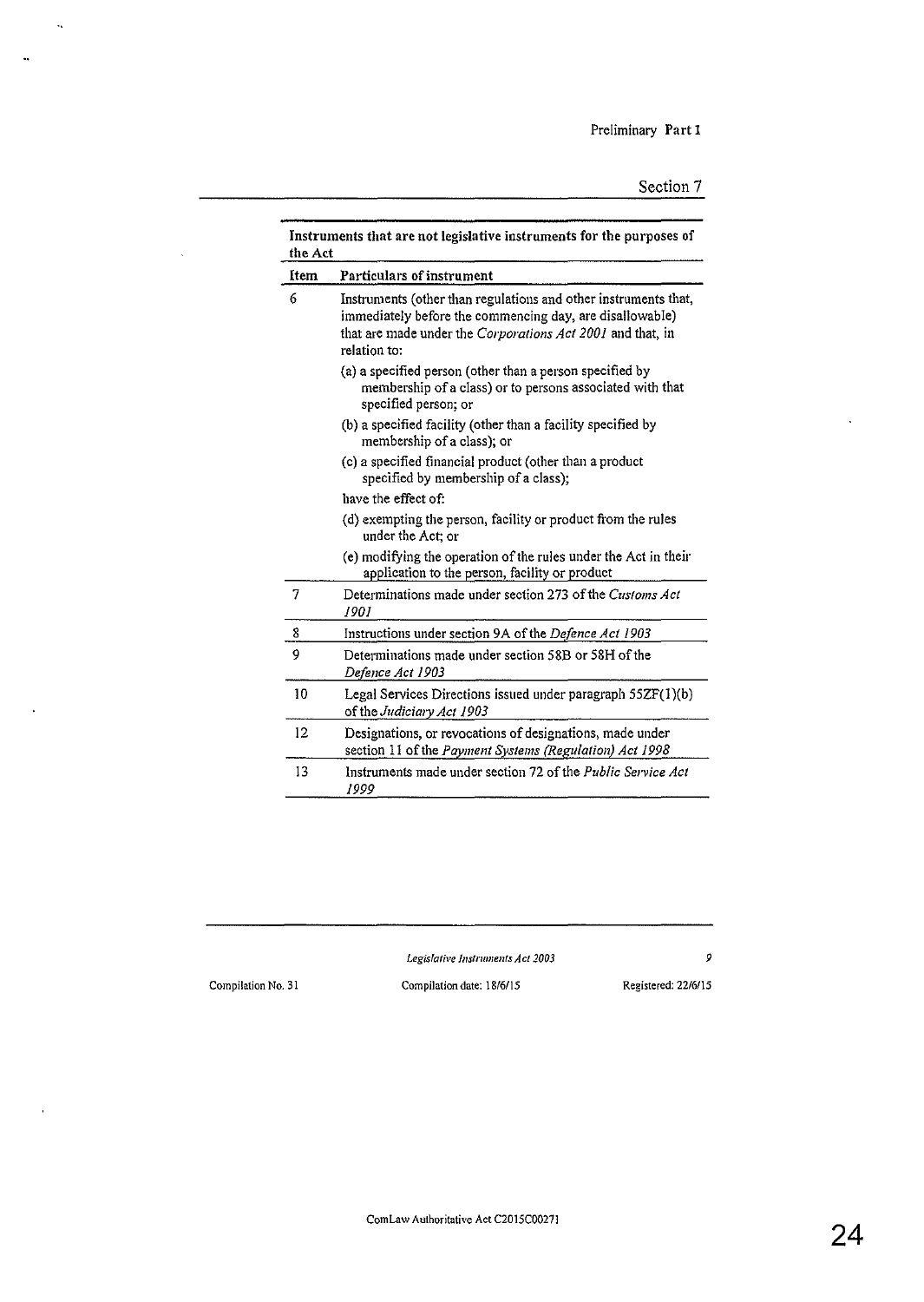| Instruments that are not legislative instruments for the purposes of the Act | |
|---|---|
| **Item** | **Particulars of instrument** |
| 6 | Instruments (other than regulations and other instruments that, immediately before the commencing day, are disallowable) that are made under the *Corporations Act 2001* and that, in relation to:<br>(a) a specified person (other than a person specified by membership of a class) or to persons associated with that specified person; or<br>(b) a specified facility (other than a facility specified by membership of a class); or<br>(c) a specified financial product (other than a product specified by membership of a class);<br>have the effect of:<br>(d) exempting the person, facility or product from the rules under the Act; or<br>(e) modifying the operation of the rules under the Act in their application to the person, facility or product |
| 7 | Determinations made under section 273 of the *Customs Act 1901* |
| 8 | Instructions under section 9A of the *Defence Act 1903* |
| 9 | Determinations made under section 58B or 58H of the *Defence Act 1903* |
| 10 | Legal Services Directions issued under paragraph 55ZF(1)(b) of the *Judiciary Act 1903* |
| 12 | Designations, or revocations of designations, made under section 11 of the *Payment Systems (Regulation) Act 1998* |
| 13 | Instruments made under section 72 of the *Public Service Act 1999* |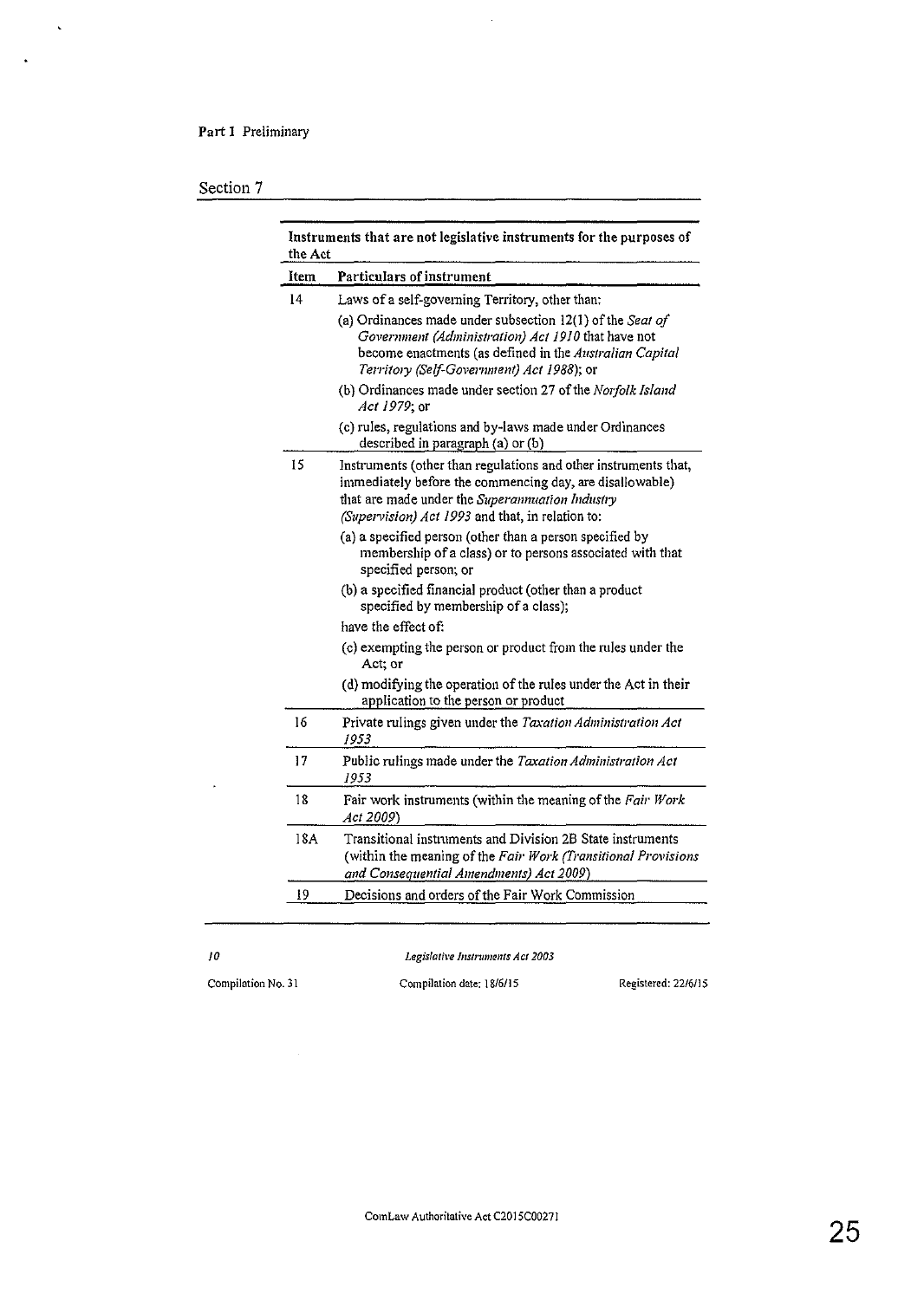| Item | Particulars of instrument |
| --- | --- |
| *Instruments that are not legislative instruments for the purposes of the Act* | |
| 14 | Laws of a self-governing Territory, other than:<br>(a) Ordinances made under subsection 12(1) of the *Seat of Government (Administration) Act 1910* that have not become enactments (as defined in the *Australian Capital Territory (Self-Government) Act 1988*); or<br>(b) Ordinances made under section 27 of the *Norfolk Island Act 1979*; or<br>(c) rules, regulations and by-laws made under Ordinances described in paragraph (a) or (b) |
| 15 | Instruments (other than regulations and other instruments that, immediately before the commencing day, are disallowable) that are made under the *Superannuation Industry (Supervision) Act 1993* and that, in relation to:<br>(a) a specified person (other than a person specified by membership of a class) or to persons associated with that specified person; or<br>(b) a specified financial product (other than a product specified by membership of a class);<br>have the effect of:<br>(c) exempting the person or product from the rules under the Act; or<br>(d) modifying the operation of the rules under the Act in their application to the person or product |
| 16 | Private rulings given under the *Taxation Administration Act 1953* |
| 17 | Public rulings made under the *Taxation Administration Act 1953* |
| 18 | Fair work instruments (within the meaning of the *Fair Work Act 2009*) |
| 18A | Transitional instruments and Division 2B State instruments (within the meaning of the *Fair Work (Transitional Provisions and Consequential Amendments) Act 2009*) |
| 19 | Decisions and orders of the Fair Work Commission |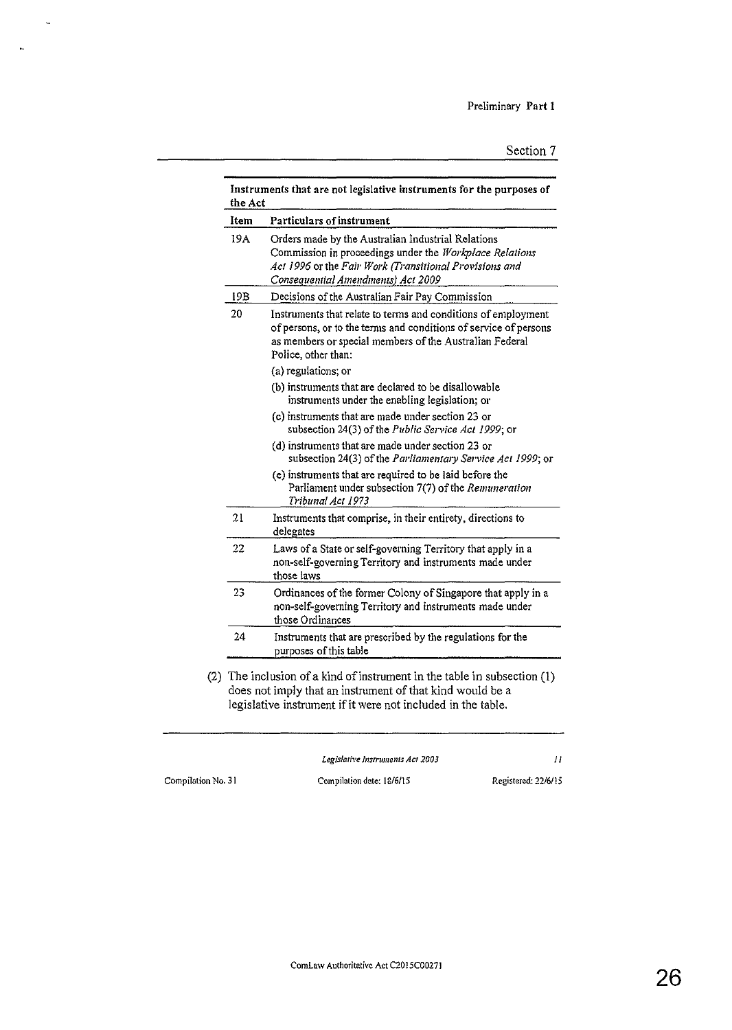| Instruments that are not legislative instruments for the purposes of the Act | |
|---|---|
| **Item** | **Particulars of instrument** |
| 19A | Orders made by the Australian Industrial Relations Commission in proceedings under the *Workplace Relations Act 1996* or the *Fair Work (Transitional Provisions and Consequential Amendments) Act 2009* |
| 19B | Decisions of the Australian Fair Pay Commission |
| 20 | Instruments that relate to terms and conditions of employment of persons, or to the terms and conditions of service of persons as members or special members of the Australian Federal Police, other than:<br>(a) regulations; or<br>(b) instruments that are declared to be disallowable instruments under the enabling legislation; or<br>(c) instruments that are made under section 23 or subsection 24(3) of the *Public Service Act 1999*; or<br>(d) instruments that are made under section 23 or subsection 24(3) of the *Parliamentary Service Act 1999*; or<br>(e) instruments that are required to be laid before the Parliament under subsection 7(7) of the *Remuneration Tribunal Act 1973* |
| 21 | Instruments that comprise, in their entirety, directions to delegates |
| 22 | Laws of a State or self-governing Territory that apply in a non-self-governing Territory and instruments made under those laws |
| 23 | Ordinances of the former Colony of Singapore that apply in a non-self-governing Territory and instruments made under those Ordinances |
| 24 | Instruments that are prescribed by the regulations for the purposes of this table |

(2) The inclusion of a kind of instrument in the table in subsection (1) does not imply that an instrument of that kind would be a legislative instrument if it were not included in the table.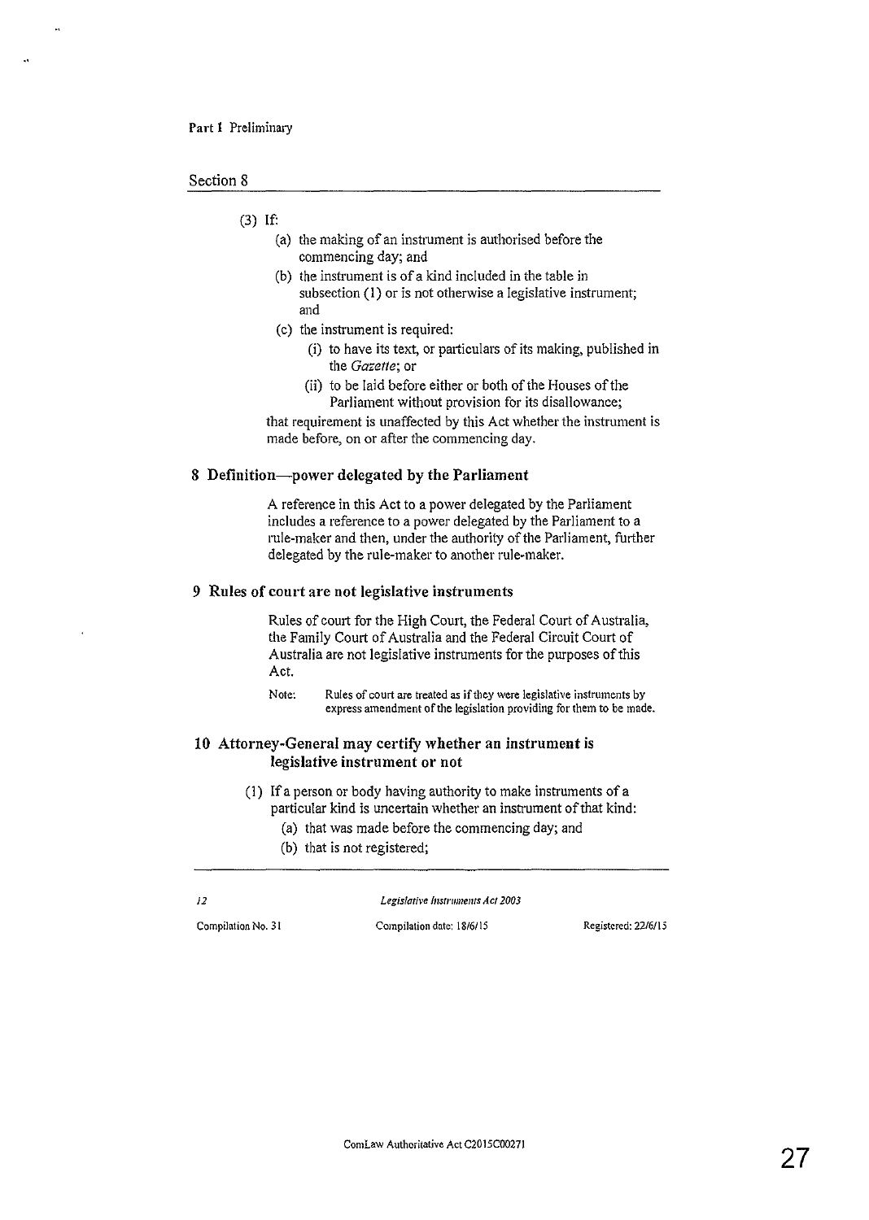(3) If:

(a) the making of an instrument is authorised before the commencing day; and

(b) the instrument is of a kind included in the table in subsection (1) or is not otherwise a legislative instrument; and

(c) the instrument is required:

(i) to have its text, or particulars of its making, published in the *Gazette*; or

(ii) to be laid before either or both of the Houses of the Parliament without provision for its disallowance;

that requirement is unaffected by this Act whether the instrument is made before, on or after the commencing day.

### 8 Definition—power delegated by the Parliament

A reference in this Act to a power delegated by the Parliament includes a reference to a power delegated by the Parliament to a rule-maker and then, under the authority of the Parliament, further delegated by the rule-maker to another rule-maker.

### 9 Rules of court are not legislative instruments

Rules of court for the High Court, the Federal Court of Australia, the Family Court of Australia and the Federal Circuit Court of Australia are not legislative instruments for the purposes of this Act.

Note: Rules of court are treated as if they were legislative instruments by express amendment of the legislation providing for them to be made.

### 10 Attorney-General may certify whether an instrument is legislative instrument or not

(1) If a person or body having authority to make instruments of a particular kind is uncertain whether an instrument of that kind:

(a) that was made before the commencing day; and

(b) that is not registered;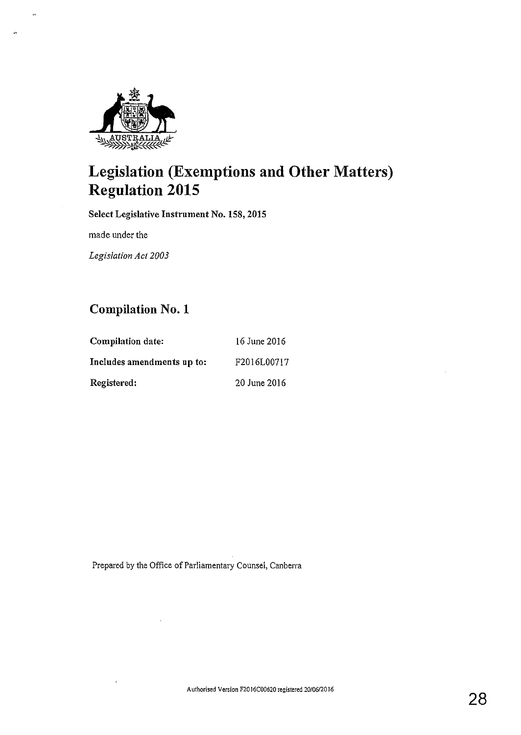# Legislation (Exemptions and Other Matters) Regulation 2015

**Select Legislative Instrument No. 158, 2015**

made under the

*Legislation Act 2003*

## Compilation No. 1

| | |
|---|---|
| **Compilation date:** | 16 June 2016 |
| **Includes amendments up to:** | F2016L00717 |
| **Registered:** | 20 June 2016 |

Prepared by the Office of Parliamentary Counsel, Canberra

Authorised Version F2016C00620 registered 20/06/2016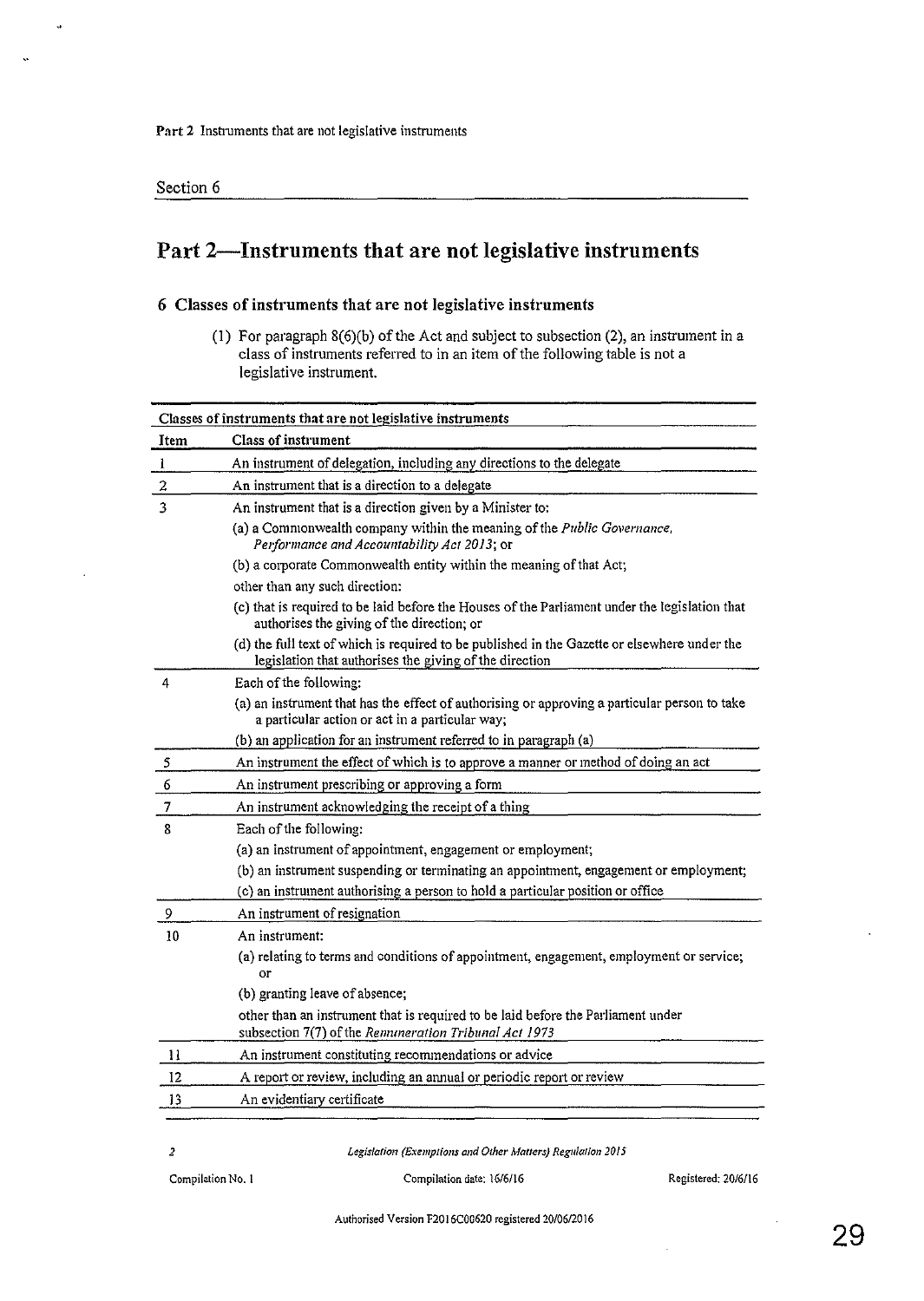## Part 2—Instruments that are not legislative instruments

### 6 Classes of instruments that are not legislative instruments

(1) For paragraph 8(6)(b) of the Act and subject to subsection (2), an instrument in a class of instruments referred to in an item of the following table is not a legislative instrument.

| Classes of instruments that are not legislative instruments | |
|---|---|
| **Item** | **Class of instrument** |
| 1 | An instrument of delegation, including any directions to the delegate |
| 2 | An instrument that is a direction to a delegate |
| 3 | An instrument that is a direction given by a Minister to:<br>(a) a Commonwealth company within the meaning of the *Public Governance, Performance and Accountability Act 2013*; or<br>(b) a corporate Commonwealth entity within the meaning of that Act;<br>other than any such direction:<br>(c) that is required to be laid before the Houses of the Parliament under the legislation that authorises the giving of the direction; or<br>(d) the full text of which is required to be published in the Gazette or elsewhere under the legislation that authorises the giving of the direction |
| 4 | Each of the following:<br>(a) an instrument that has the effect of authorising or approving a particular person to take a particular action or act in a particular way;<br>(b) an application for an instrument referred to in paragraph (a) |
| 5 | An instrument the effect of which is to approve a manner or method of doing an act |
| 6 | An instrument prescribing or approving a form |
| 7 | An instrument acknowledging the receipt of a thing |
| 8 | Each of the following:<br>(a) an instrument of appointment, engagement or employment;<br>(b) an instrument suspending or terminating an appointment, engagement or employment;<br>(c) an instrument authorising a person to hold a particular position or office |
| 9 | An instrument of resignation |
| 10 | An instrument:<br>(a) relating to terms and conditions of appointment, engagement, employment or service; or<br>(b) granting leave of absence;<br>other than an instrument that is required to be laid before the Parliament under subsection 7(7) of the *Remuneration Tribunal Act 1973* |
| 11 | An instrument constituting recommendations or advice |
| 12 | A report or review, including an annual or periodic report or review |
| 13 | An evidentiary certificate |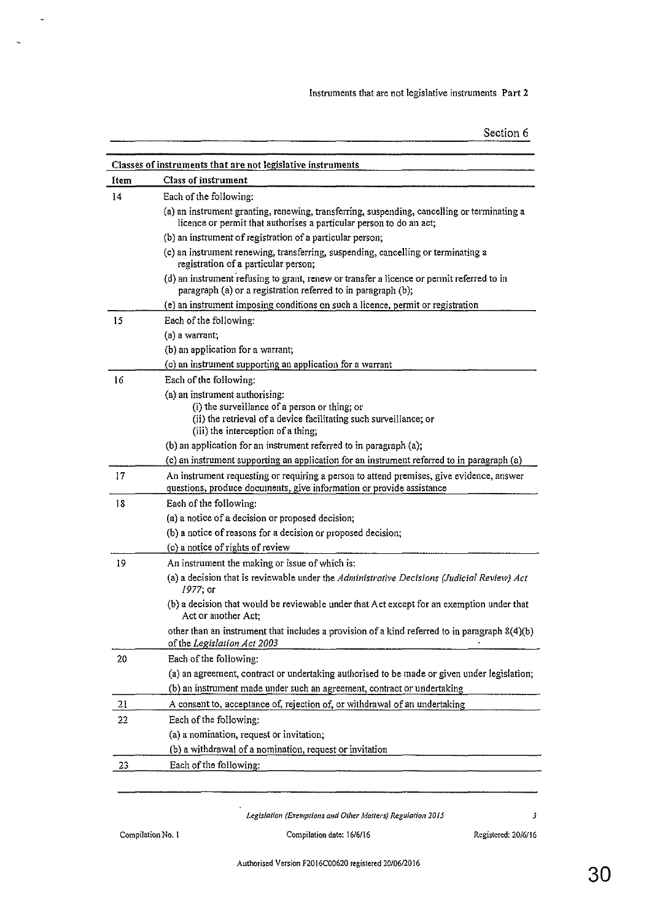Section 6

**Classes of instruments that are not legislative instruments**

| Item | Class of instrument |
|---|---|
| 14 | Each of the following:<br>(a) an instrument granting, renewing, transferring, suspending, cancelling or terminating a licence or permit that authorises a particular person to do an act;<br>(b) an instrument of registration of a particular person;<br>(c) an instrument renewing, transferring, suspending, cancelling or terminating a registration of a particular person;<br>(d) an instrument refusing to grant, renew or transfer a licence or permit referred to in paragraph (a) or a registration referred to in paragraph (b);<br>(e) an instrument imposing conditions on such a licence, permit or registration |
| 15 | Each of the following:<br>(a) a warrant;<br>(b) an application for a warrant;<br>(c) an instrument supporting an application for a warrant |
| 16 | Each of the following:<br>(a) an instrument authorising:<br>(i) the surveillance of a person or thing; or<br>(ii) the retrieval of a device facilitating such surveillance; or<br>(iii) the interception of a thing;<br>(b) an application for an instrument referred to in paragraph (a);<br>(c) an instrument supporting an application for an instrument referred to in paragraph (a) |
| 17 | An instrument requesting or requiring a person to attend premises, give evidence, answer questions, produce documents, give information or provide assistance |
| 18 | Each of the following:<br>(a) a notice of a decision or proposed decision;<br>(b) a notice of reasons for a decision or proposed decision;<br>(c) a notice of rights of review |
| 19 | An instrument the making or issue of which is:<br>(a) a decision that is reviewable under the *Administrative Decisions (Judicial Review) Act 1977*; or<br>(b) a decision that would be reviewable under that Act except for an exemption under that Act or another Act;<br>other than an instrument that includes a provision of a kind referred to in paragraph 8(4)(b) of the *Legislation Act 2003* |
| 20 | Each of the following:<br>(a) an agreement, contract or undertaking authorised to be made or given under legislation;<br>(b) an instrument made under such an agreement, contract or undertaking |
| 21 | A consent to, acceptance of, rejection of, or withdrawal of an undertaking |
| 22 | Each of the following:<br>(a) a nomination, request or invitation;<br>(b) a withdrawal of a nomination, request or invitation |
| 23 | Each of the following: |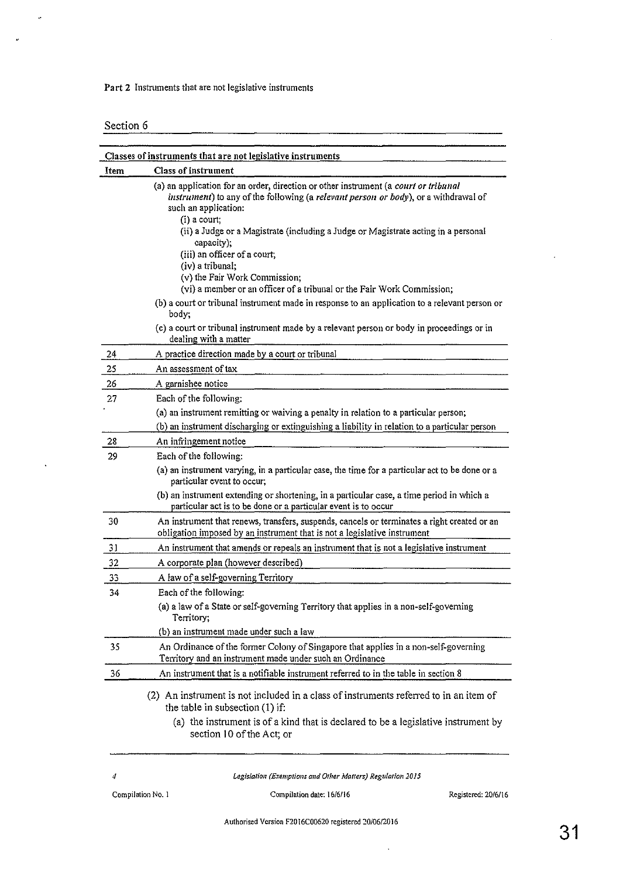Part 2 Instruments that are not legislative instruments

Section 6

| Item | Class of instrument |
|---|---|
| | (a) an application for an order, direction or other instrument (a *court or tribunal instrument*) to any of the following (a *relevant person or body*), or a withdrawal of such an application:<br>(i) a court;<br>(ii) a Judge or a Magistrate (including a Judge or Magistrate acting in a personal capacity);<br>(iii) an officer of a court;<br>(iv) a tribunal;<br>(v) the Fair Work Commission;<br>(vi) a member or an officer of a tribunal or the Fair Work Commission;<br>(b) a court or tribunal instrument made in response to an application to a relevant person or body;<br>(c) a court or tribunal instrument made by a relevant person or body in proceedings or in dealing with a matter |
| 24 | A practice direction made by a court or tribunal |
| 25 | An assessment of tax |
| 26 | A garnishee notice |
| 27 | Each of the following:<br>(a) an instrument remitting or waiving a penalty in relation to a particular person;<br>(b) an instrument discharging or extinguishing a liability in relation to a particular person |
| 28 | An infringement notice |
| 29 | Each of the following:<br>(a) an instrument varying, in a particular case, the time for a particular act to be done or a particular event to occur;<br>(b) an instrument extending or shortening, in a particular case, a time period in which a particular act is to be done or a particular event is to occur |
| 30 | An instrument that renews, transfers, suspends, cancels or terminates a right created or an obligation imposed by an instrument that is not a legislative instrument |
| 31 | An instrument that amends or repeals an instrument that is not a legislative instrument |
| 32 | A corporate plan (however described) |
| 33 | A law of a self-governing Territory |
| 34 | Each of the following:<br>(a) a law of a State or self-governing Territory that applies in a non-self-governing Territory;<br>(b) an instrument made under such a law |
| 35 | An Ordinance of the former Colony of Singapore that applies in a non-self-governing Territory and an instrument made under such an Ordinance |
| 36 | An instrument that is a notifiable instrument referred to in the table in section 8 |

(2) An instrument is not included in a class of instruments referred to in an item of the table in subsection (1) if:

(a) the instrument is of a kind that is declared to be a legislative instrument by section 10 of the Act; or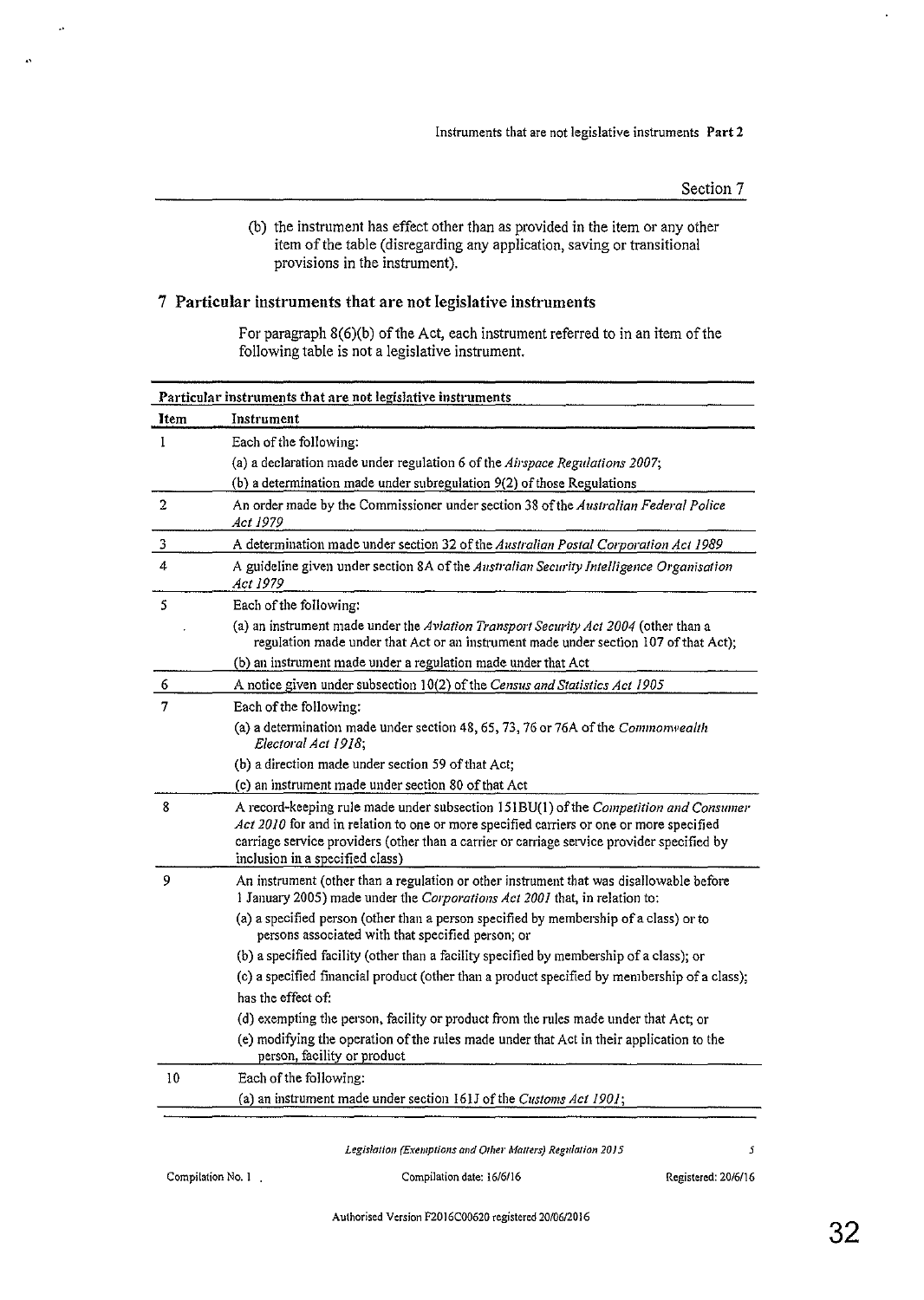(b) the instrument has effect other than as provided in the item or any other item of the table (disregarding any application, saving or transitional provisions in the instrument).

## 7 Particular instruments that are not legislative instruments

For paragraph 8(6)(b) of the Act, each instrument referred to in an item of the following table is not a legislative instrument.

| Particular instruments that are not legislative instruments | |
|---|---|
| **Item** | **Instrument** |
| 1 | Each of the following:<br>(a) a declaration made under regulation 6 of the *Airspace Regulations 2007*;<br>(b) a determination made under subregulation 9(2) of those Regulations |
| 2 | An order made by the Commissioner under section 38 of the *Australian Federal Police Act 1979* |
| 3 | A determination made under section 32 of the *Australian Postal Corporation Act 1989* |
| 4 | A guideline given under section 8A of the *Australian Security Intelligence Organisation Act 1979* |
| 5 | Each of the following:<br>(a) an instrument made under the *Aviation Transport Security Act 2004* (other than a regulation made under that Act or an instrument made under section 107 of that Act);<br>(b) an instrument made under a regulation made under that Act |
| 6 | A notice given under subsection 10(2) of the *Census and Statistics Act 1905* |
| 7 | Each of the following:<br>(a) a determination made under section 48, 65, 73, 76 or 76A of the *Commonwealth Electoral Act 1918*;<br>(b) a direction made under section 59 of that Act;<br>(c) an instrument made under section 80 of that Act |
| 8 | A record-keeping rule made under subsection 151BU(1) of the *Competition and Consumer Act 2010* for and in relation to one or more specified carriers or one or more specified carriage service providers (other than a carrier or carriage service provider specified by inclusion in a specified class) |
| 9 | An instrument (other than a regulation or other instrument that was disallowable before 1 January 2005) made under the *Corporations Act 2001* that, in relation to:<br>(a) a specified person (other than a person specified by membership of a class) or to persons associated with that specified person; or<br>(b) a specified facility (other than a facility specified by membership of a class); or<br>(c) a specified financial product (other than a product specified by membership of a class);<br>has the effect of:<br>(d) exempting the person, facility or product from the rules made under that Act; or<br>(e) modifying the operation of the rules made under that Act in their application to the person, facility or product |
| 10 | Each of the following:<br>(a) an instrument made under section 161J of the *Customs Act 1901*; |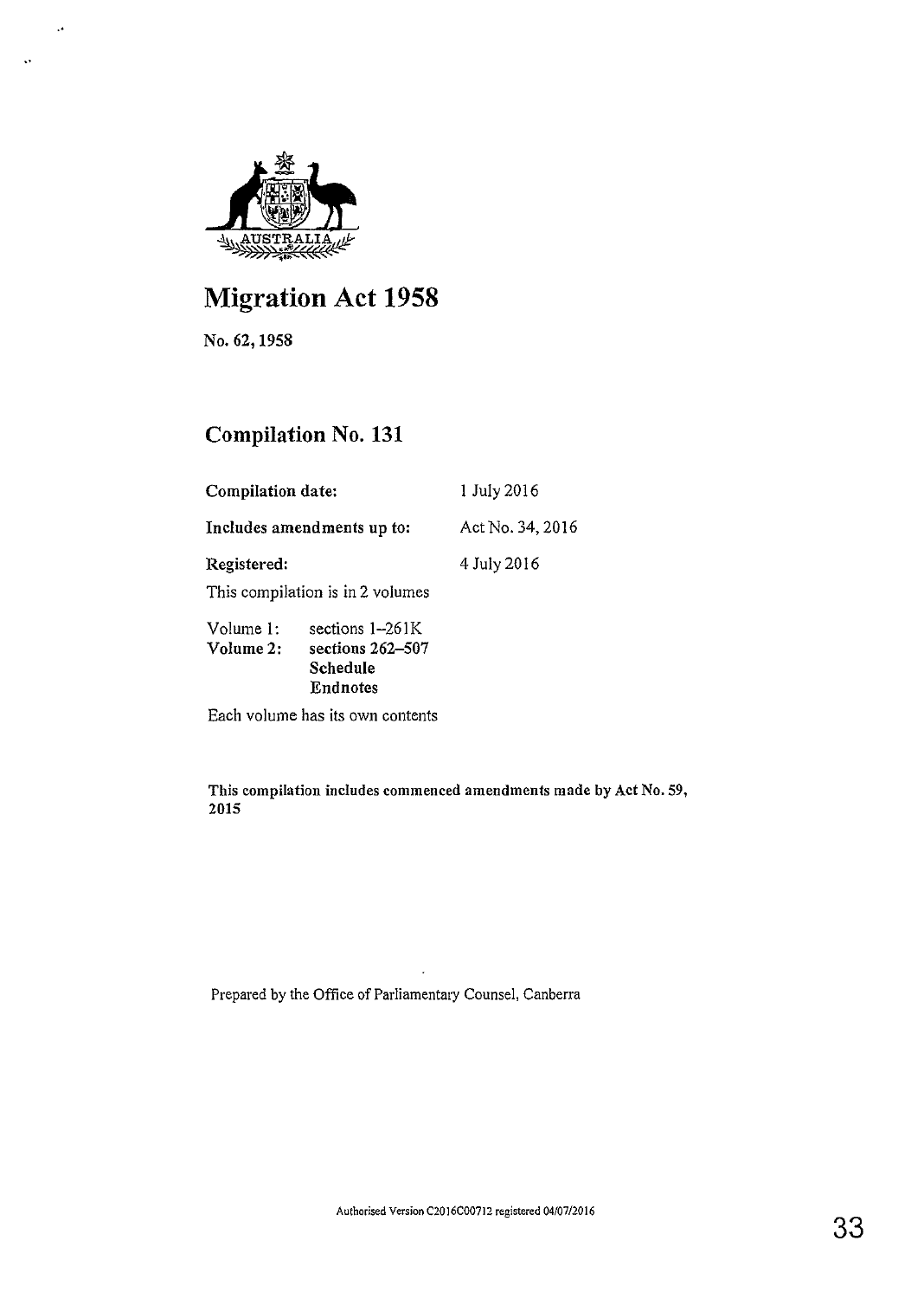# Migration Act 1958

No. 62, 1958

## Compilation No. 131

| | |
|---|---|
| **Compilation date:** | 1 July 2016 |
| **Includes amendments up to:** | Act No. 34, 2016 |
| **Registered:** | 4 July 2016 |

This compilation is in 2 volumes

| | |
|---|---|
| Volume 1: | sections 1–261K |
| **Volume 2:** | **sections 262–507** |
| | **Schedule** |
| | **Endnotes** |

Each volume has its own contents

**This compilation includes commenced amendments made by Act No. 59, 2015**

Prepared by the Office of Parliamentary Counsel, Canberra

Authorised Version C2016C00712 registered 04/07/2016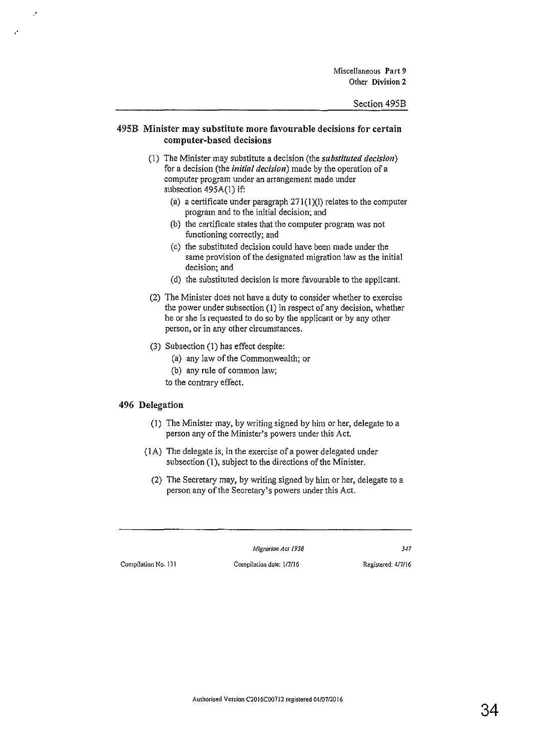## 495B Minister may substitute more favourable decisions for certain computer-based decisions

(1) The Minister may substitute a decision (the ***substituted decision***) for a decision (the ***initial decision***) made by the operation of a computer program under an arrangement made under subsection 495A(1) if:

(a) a certificate under paragraph 271(1)(l) relates to the computer program and to the initial decision; and

(b) the certificate states that the computer program was not functioning correctly; and

(c) the substituted decision could have been made under the same provision of the designated migration law as the initial decision; and

(d) the substituted decision is more favourable to the applicant.

(2) The Minister does not have a duty to consider whether to exercise the power under subsection (1) in respect of any decision, whether he or she is requested to do so by the applicant or by any other person, or in any other circumstances.

(3) Subsection (1) has effect despite:

(a) any law of the Commonwealth; or

(b) any rule of common law;

to the contrary effect.

## 496 Delegation

(1) The Minister may, by writing signed by him or her, delegate to a person any of the Minister's powers under this Act.

(1A) The delegate is, in the exercise of a power delegated under subsection (1), subject to the directions of the Minister.

(2) The Secretary may, by writing signed by him or her, delegate to a person any of the Secretary's powers under this Act.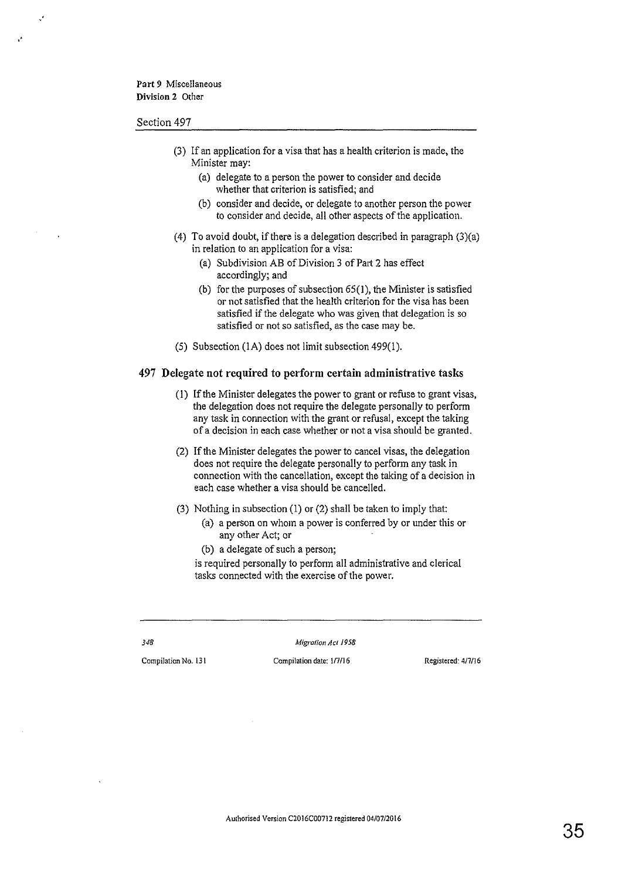(3) If an application for a visa that has a health criterion is made, the Minister may:

(a) delegate to a person the power to consider and decide whether that criterion is satisfied; and

(b) consider and decide, or delegate to another person the power to consider and decide, all other aspects of the application.

(4) To avoid doubt, if there is a delegation described in paragraph (3)(a) in relation to an application for a visa:

(a) Subdivision AB of Division 3 of Part 2 has effect accordingly; and

(b) for the purposes of subsection 65(1), the Minister is satisfied or not satisfied that the health criterion for the visa has been satisfied if the delegate who was given that delegation is so satisfied or not so satisfied, as the case may be.

(5) Subsection (1A) does not limit subsection 499(1).

## 497 Delegate not required to perform certain administrative tasks

(1) If the Minister delegates the power to grant or refuse to grant visas, the delegation does not require the delegate personally to perform any task in connection with the grant or refusal, except the taking of a decision in each case whether or not a visa should be granted.

(2) If the Minister delegates the power to cancel visas, the delegation does not require the delegate personally to perform any task in connection with the cancellation, except the taking of a decision in each case whether a visa should be cancelled.

(3) Nothing in subsection (1) or (2) shall be taken to imply that:

(a) a person on whom a power is conferred by or under this or any other Act; or

(b) a delegate of such a person;

is required personally to perform all administrative and clerical tasks connected with the exercise of the power.